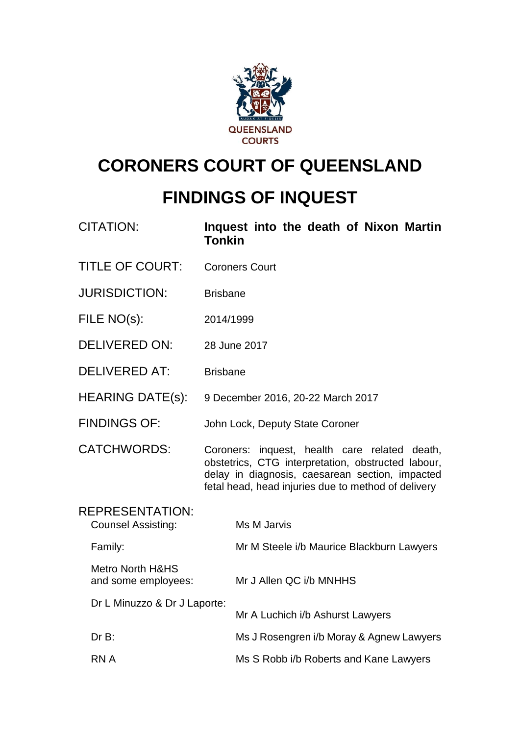QUEENSLAND COURTS

# CORONERS COURT OF QUEENSLAND

# FINDINGS OF INQUEST

| | |
|---|---|
| CITATION: | **Inquest into the death of Nixon Martin Tonkin** |
| TITLE OF COURT: | Coroners Court |
| JURISDICTION: | Brisbane |
| FILE NO(s): | 2014/1999 |
| DELIVERED ON: | 28 June 2017 |
| DELIVERED AT: | Brisbane |
| HEARING DATE(s): | 9 December 2016, 20-22 March 2017 |
| FINDINGS OF: | John Lock, Deputy State Coroner |
| CATCHWORDS: | Coroners: inquest, health care related death, obstetrics, CTG interpretation, obstructed labour, delay in diagnosis, caesarean section, impacted fetal head, head injuries due to method of delivery |

REPRESENTATION:

| | |
|---|---|
| Counsel Assisting: | Ms M Jarvis |
| Family: | Mr M Steele i/b Maurice Blackburn Lawyers |
| Metro North H&HS and some employees: | Mr J Allen QC i/b MNHHS |
| Dr L Minuzzo & Dr J Laporte: | Mr A Luchich i/b Ashurst Lawyers |
| Dr B: | Ms J Rosengren i/b Moray & Agnew Lawyers |
| RN A | Ms S Robb i/b Roberts and Kane Lawyers |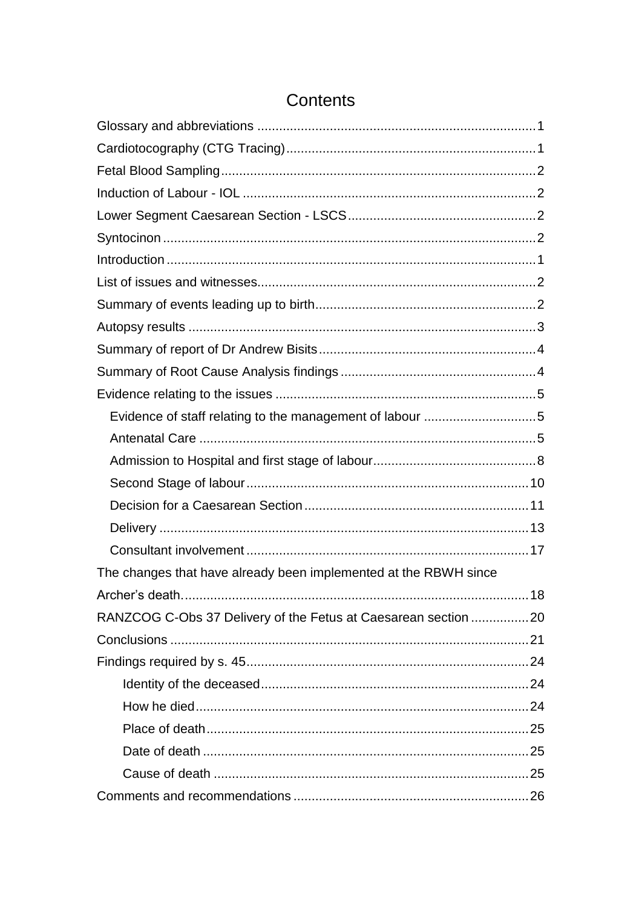# Contents

Glossary and abbreviations ............................................................................ 1

Cardiotocography (CTG Tracing) .................................................................... 1

Fetal Blood Sampling ...................................................................................... 2

Induction of Labour - IOL ................................................................................ 2

Lower Segment Caesarean Section - LSCS .................................................... 2

Syntocinon ...................................................................................................... 2

Introduction ..................................................................................................... 1

List of issues and witnesses ............................................................................ 2

Summary of events leading up to birth ............................................................ 2

Autopsy results ............................................................................................... 3

Summary of report of Dr Andrew Bisits ........................................................... 4

Summary of Root Cause Analysis findings ..................................................... 4

Evidence relating to the issues ........................................................................ 5

- Evidence of staff relating to the management of labour ............................... 5
- Antenatal Care ............................................................................................ 5
- Admission to Hospital and first stage of labour ............................................. 8
- Second Stage of labour ............................................................................. 10
- Decision for a Caesarean Section ............................................................. 11
- Delivery ..................................................................................................... 13
- Consultant involvement ............................................................................. 17

The changes that have already been implemented at the RBWH since Archer's death ................................................................................................ 18

RANZCOG C-Obs 37 Delivery of the Fetus at Caesarean section ................ 20

Conclusions .................................................................................................. 21

Findings required by s. 45 ............................................................................. 24

- Identity of the deceased ......................................................................... 24
- How he died ........................................................................................... 24
- Place of death ........................................................................................ 25
- Date of death ......................................................................................... 25
- Cause of death ...................................................................................... 25

Comments and recommendations ................................................................ 26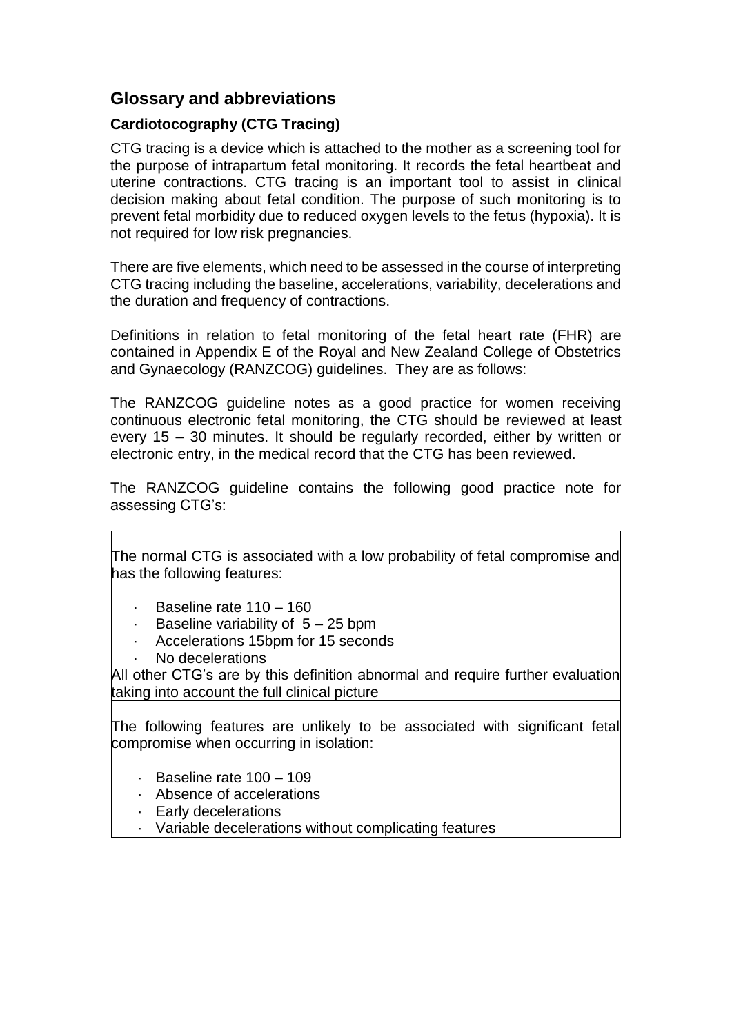## Glossary and abbreviations

### Cardiotocography (CTG Tracing)

CTG tracing is a device which is attached to the mother as a screening tool for the purpose of intrapartum fetal monitoring. It records the fetal heartbeat and uterine contractions. CTG tracing is an important tool to assist in clinical decision making about fetal condition. The purpose of such monitoring is to prevent fetal morbidity due to reduced oxygen levels to the fetus (hypoxia). It is not required for low risk pregnancies.

There are five elements, which need to be assessed in the course of interpreting CTG tracing including the baseline, accelerations, variability, decelerations and the duration and frequency of contractions.

Definitions in relation to fetal monitoring of the fetal heart rate (FHR) are contained in Appendix E of the Royal and New Zealand College of Obstetrics and Gynaecology (RANZCOG) guidelines. They are as follows:

The RANZCOG guideline notes as a good practice for women receiving continuous electronic fetal monitoring, the CTG should be reviewed at least every 15 – 30 minutes. It should be regularly recorded, either by written or electronic entry, in the medical record that the CTG has been reviewed.

The RANZCOG guideline contains the following good practice note for assessing CTG's:

| |
|---|
| The normal CTG is associated with a low probability of fetal compromise and has the following features:<br>· Baseline rate 110 – 160<br>· Baseline variability of 5 – 25 bpm<br>· Accelerations 15bpm for 15 seconds<br>· No decelerations<br>All other CTG's are by this definition abnormal and require further evaluation taking into account the full clinical picture |
| The following features are unlikely to be associated with significant fetal compromise when occurring in isolation:<br>· Baseline rate 100 – 109<br>· Absence of accelerations<br>· Early decelerations<br>· Variable decelerations without complicating features |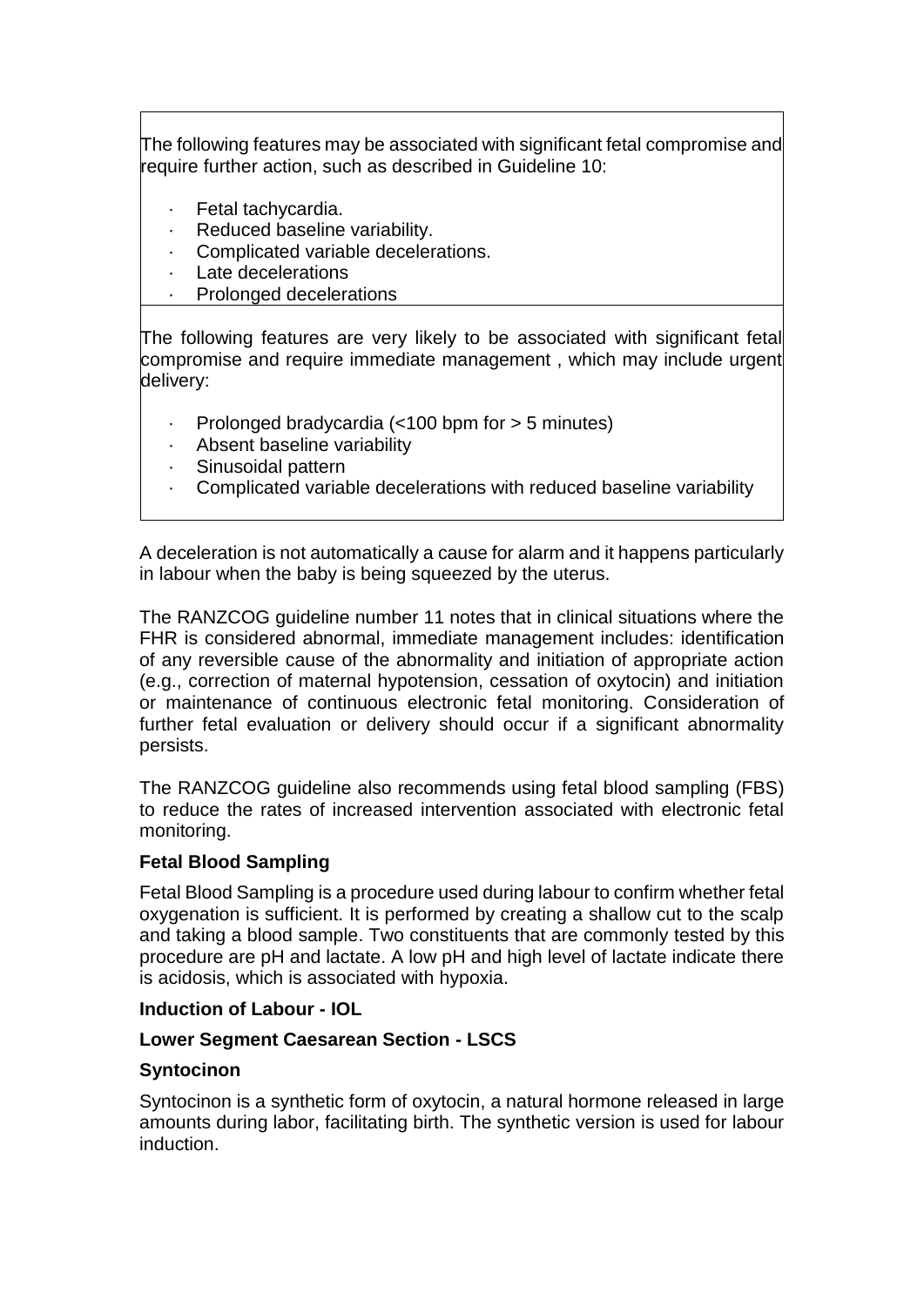| The following features may be associated with significant fetal compromise and require further action, such as described in Guideline 10: <br><br> - Fetal tachycardia. <br> - Reduced baseline variability. <br> - Complicated variable decelerations. <br> - Late decelerations <br> - Prolonged decelerations |
|---|
| The following features are very likely to be associated with significant fetal compromise and require immediate management , which may include urgent delivery: <br><br> - Prolonged bradycardia (<100 bpm for > 5 minutes) <br> - Absent baseline variability <br> - Sinusoidal pattern <br> - Complicated variable decelerations with reduced baseline variability |

A deceleration is not automatically a cause for alarm and it happens particularly in labour when the baby is being squeezed by the uterus.

The RANZCOG guideline number 11 notes that in clinical situations where the FHR is considered abnormal, immediate management includes: identification of any reversible cause of the abnormality and initiation of appropriate action (e.g., correction of maternal hypotension, cessation of oxytocin) and initiation or maintenance of continuous electronic fetal monitoring. Consideration of further fetal evaluation or delivery should occur if a significant abnormality persists.

The RANZCOG guideline also recommends using fetal blood sampling (FBS) to reduce the rates of increased intervention associated with electronic fetal monitoring.

**Fetal Blood Sampling**

Fetal Blood Sampling is a procedure used during labour to confirm whether fetal oxygenation is sufficient. It is performed by creating a shallow cut to the scalp and taking a blood sample. Two constituents that are commonly tested by this procedure are pH and lactate. A low pH and high level of lactate indicate there is acidosis, which is associated with hypoxia.

**Induction of Labour - IOL**

**Lower Segment Caesarean Section - LSCS**

**Syntocinon**

Syntocinon is a synthetic form of oxytocin, a natural hormone released in large amounts during labor, facilitating birth. The synthetic version is used for labour induction.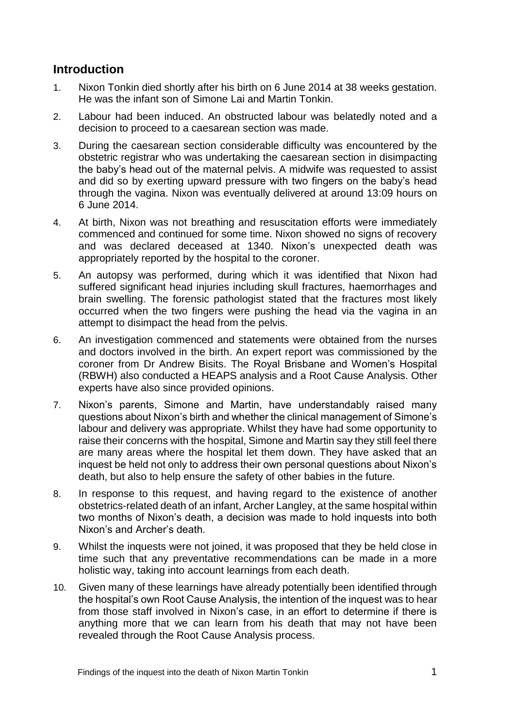## Introduction

1. Nixon Tonkin died shortly after his birth on 6 June 2014 at 38 weeks gestation. He was the infant son of Simone Lai and Martin Tonkin.

2. Labour had been induced. An obstructed labour was belatedly noted and a decision to proceed to a caesarean section was made.

3. During the caesarean section considerable difficulty was encountered by the obstetric registrar who was undertaking the caesarean section in disimpacting the baby's head out of the maternal pelvis. A midwife was requested to assist and did so by exerting upward pressure with two fingers on the baby's head through the vagina. Nixon was eventually delivered at around 13:09 hours on 6 June 2014.

4. At birth, Nixon was not breathing and resuscitation efforts were immediately commenced and continued for some time. Nixon showed no signs of recovery and was declared deceased at 1340. Nixon's unexpected death was appropriately reported by the hospital to the coroner.

5. An autopsy was performed, during which it was identified that Nixon had suffered significant head injuries including skull fractures, haemorrhages and brain swelling. The forensic pathologist stated that the fractures most likely occurred when the two fingers were pushing the head via the vagina in an attempt to disimpact the head from the pelvis.

6. An investigation commenced and statements were obtained from the nurses and doctors involved in the birth. An expert report was commissioned by the coroner from Dr Andrew Bisits. The Royal Brisbane and Women's Hospital (RBWH) also conducted a HEAPS analysis and a Root Cause Analysis. Other experts have also since provided opinions.

7. Nixon's parents, Simone and Martin, have understandably raised many questions about Nixon's birth and whether the clinical management of Simone's labour and delivery was appropriate. Whilst they have had some opportunity to raise their concerns with the hospital, Simone and Martin say they still feel there are many areas where the hospital let them down. They have asked that an inquest be held not only to address their own personal questions about Nixon's death, but also to help ensure the safety of other babies in the future.

8. In response to this request, and having regard to the existence of another obstetrics-related death of an infant, Archer Langley, at the same hospital within two months of Nixon's death, a decision was made to hold inquests into both Nixon's and Archer's death.

9. Whilst the inquests were not joined, it was proposed that they be held close in time such that any preventative recommendations can be made in a more holistic way, taking into account learnings from each death.

10. Given many of these learnings have already potentially been identified through the hospital's own Root Cause Analysis, the intention of the inquest was to hear from those staff involved in Nixon's case, in an effort to determine if there is anything more that we can learn from his death that may not have been revealed through the Root Cause Analysis process.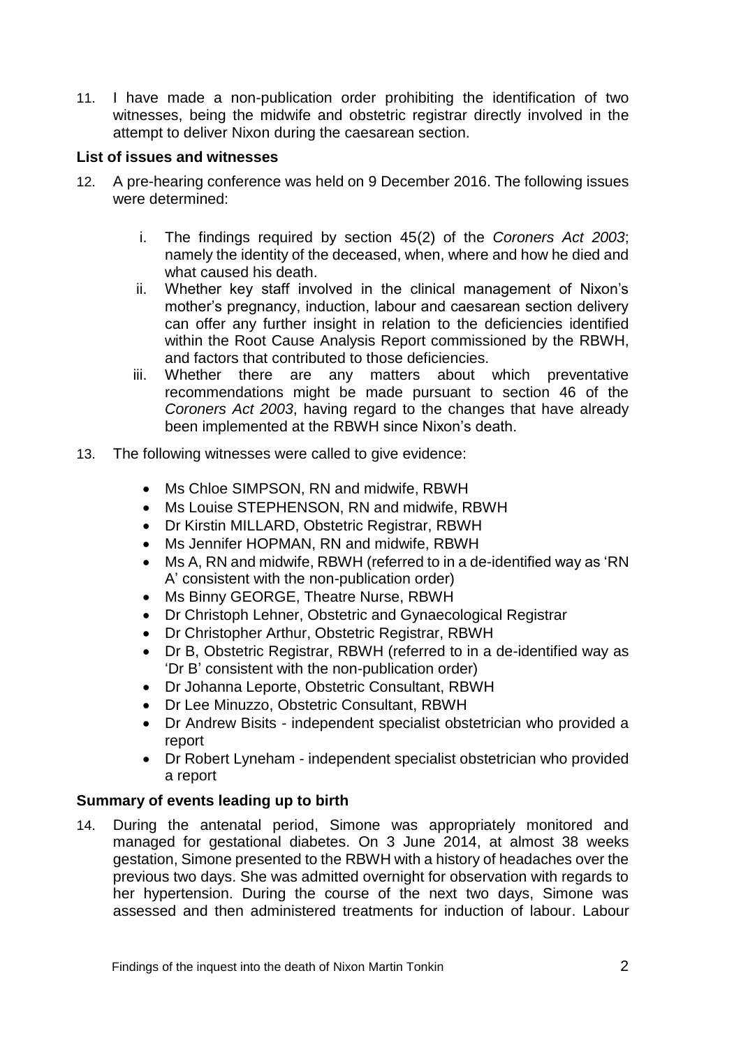11. I have made a non-publication order prohibiting the identification of two witnesses, being the midwife and obstetric registrar directly involved in the attempt to deliver Nixon during the caesarean section.

### List of issues and witnesses

12. A pre-hearing conference was held on 9 December 2016. The following issues were determined:

    i. The findings required by section 45(2) of the *Coroners Act 2003*; namely the identity of the deceased, when, where and how he died and what caused his death.

    ii. Whether key staff involved in the clinical management of Nixon's mother's pregnancy, induction, labour and caesarean section delivery can offer any further insight in relation to the deficiencies identified within the Root Cause Analysis Report commissioned by the RBWH, and factors that contributed to those deficiencies.

    iii. Whether there are any matters about which preventative recommendations might be made pursuant to section 46 of the *Coroners Act 2003*, having regard to the changes that have already been implemented at the RBWH since Nixon's death.

13. The following witnesses were called to give evidence:

    - Ms Chloe SIMPSON, RN and midwife, RBWH
    - Ms Louise STEPHENSON, RN and midwife, RBWH
    - Dr Kirstin MILLARD, Obstetric Registrar, RBWH
    - Ms Jennifer HOPMAN, RN and midwife, RBWH
    - Ms A, RN and midwife, RBWH (referred to in a de-identified way as 'RN A' consistent with the non-publication order)
    - Ms Binny GEORGE, Theatre Nurse, RBWH
    - Dr Christoph Lehner, Obstetric and Gynaecological Registrar
    - Dr Christopher Arthur, Obstetric Registrar, RBWH
    - Dr B, Obstetric Registrar, RBWH (referred to in a de-identified way as 'Dr B' consistent with the non-publication order)
    - Dr Johanna Leporte, Obstetric Consultant, RBWH
    - Dr Lee Minuzzo, Obstetric Consultant, RBWH
    - Dr Andrew Bisits - independent specialist obstetrician who provided a report
    - Dr Robert Lyneham - independent specialist obstetrician who provided a report

### Summary of events leading up to birth

14. During the antenatal period, Simone was appropriately monitored and managed for gestational diabetes. On 3 June 2014, at almost 38 weeks gestation, Simone presented to the RBWH with a history of headaches over the previous two days. She was admitted overnight for observation with regards to her hypertension. During the course of the next two days, Simone was assessed and then administered treatments for induction of labour. Labour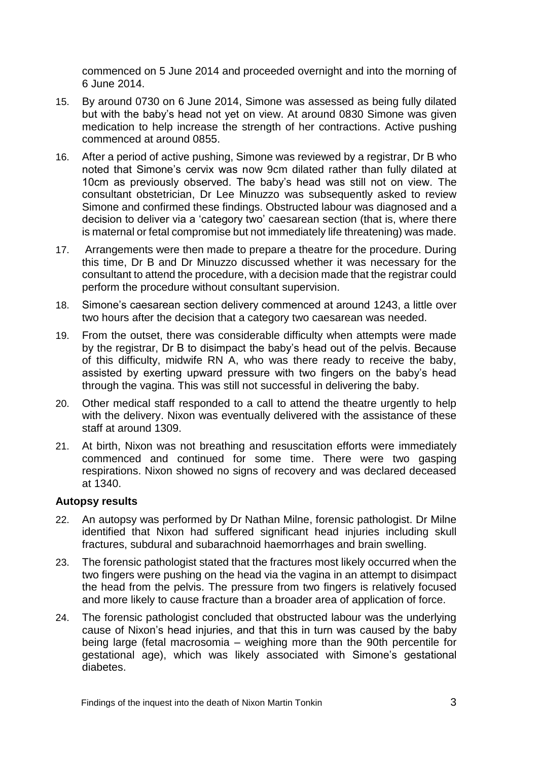commenced on 5 June 2014 and proceeded overnight and into the morning of 6 June 2014.

15. By around 0730 on 6 June 2014, Simone was assessed as being fully dilated but with the baby's head not yet on view. At around 0830 Simone was given medication to help increase the strength of her contractions. Active pushing commenced at around 0855.

16. After a period of active pushing, Simone was reviewed by a registrar, Dr B who noted that Simone's cervix was now 9cm dilated rather than fully dilated at 10cm as previously observed. The baby's head was still not on view. The consultant obstetrician, Dr Lee Minuzzo was subsequently asked to review Simone and confirmed these findings. Obstructed labour was diagnosed and a decision to deliver via a 'category two' caesarean section (that is, where there is maternal or fetal compromise but not immediately life threatening) was made.

17. Arrangements were then made to prepare a theatre for the procedure. During this time, Dr B and Dr Minuzzo discussed whether it was necessary for the consultant to attend the procedure, with a decision made that the registrar could perform the procedure without consultant supervision.

18. Simone's caesarean section delivery commenced at around 1243, a little over two hours after the decision that a category two caesarean was needed.

19. From the outset, there was considerable difficulty when attempts were made by the registrar, Dr B to disimpact the baby's head out of the pelvis. Because of this difficulty, midwife RN A, who was there ready to receive the baby, assisted by exerting upward pressure with two fingers on the baby's head through the vagina. This was still not successful in delivering the baby.

20. Other medical staff responded to a call to attend the theatre urgently to help with the delivery. Nixon was eventually delivered with the assistance of these staff at around 1309.

21. At birth, Nixon was not breathing and resuscitation efforts were immediately commenced and continued for some time. There were two gasping respirations. Nixon showed no signs of recovery and was declared deceased at 1340.

### Autopsy results

22. An autopsy was performed by Dr Nathan Milne, forensic pathologist. Dr Milne identified that Nixon had suffered significant head injuries including skull fractures, subdural and subarachnoid haemorrhages and brain swelling.

23. The forensic pathologist stated that the fractures most likely occurred when the two fingers were pushing on the head via the vagina in an attempt to disimpact the head from the pelvis. The pressure from two fingers is relatively focused and more likely to cause fracture than a broader area of application of force.

24. The forensic pathologist concluded that obstructed labour was the underlying cause of Nixon's head injuries, and that this in turn was caused by the baby being large (fetal macrosomia – weighing more than the 90th percentile for gestational age), which was likely associated with Simone's gestational diabetes.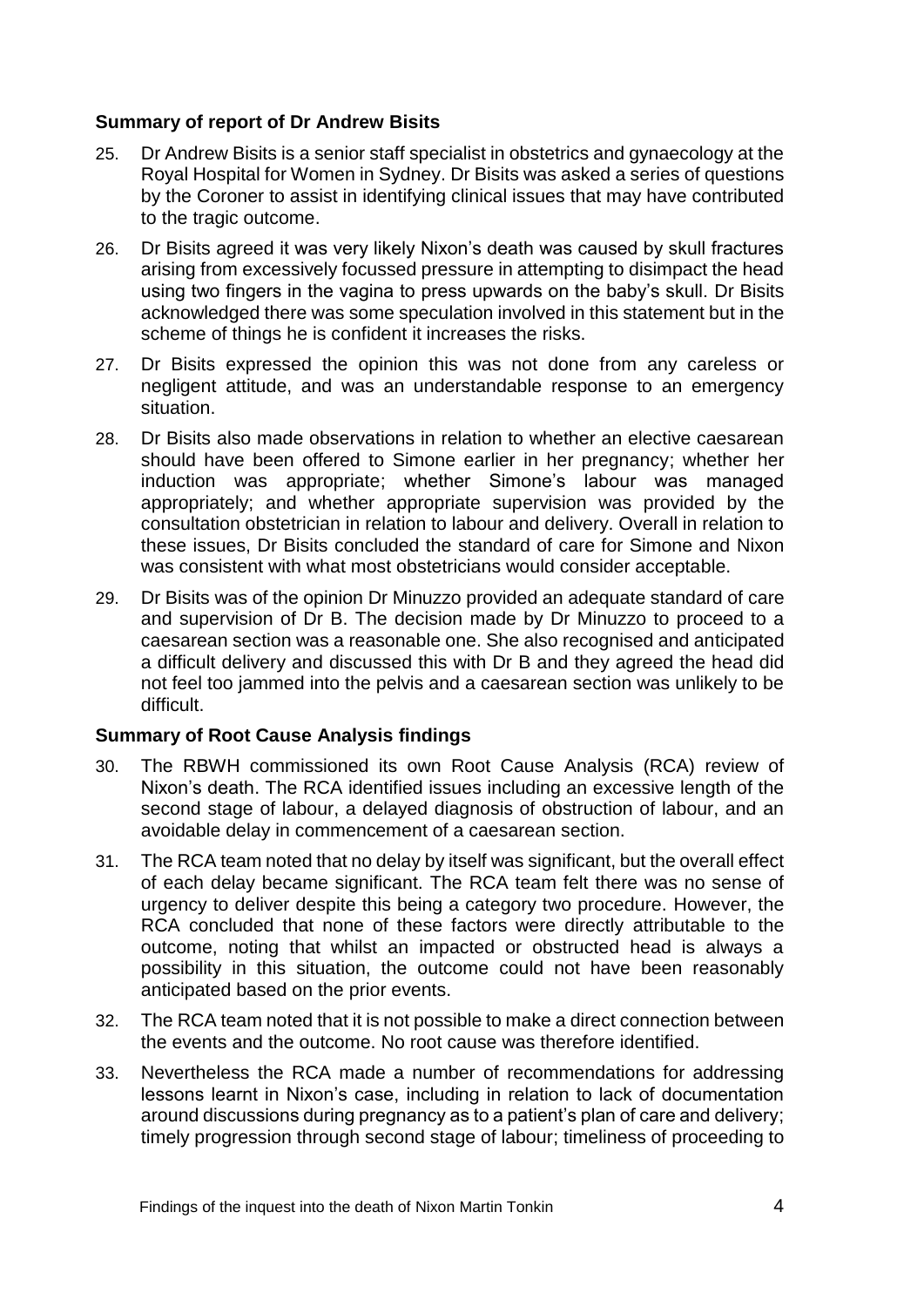**Summary of report of Dr Andrew Bisits**

25. Dr Andrew Bisits is a senior staff specialist in obstetrics and gynaecology at the Royal Hospital for Women in Sydney. Dr Bisits was asked a series of questions by the Coroner to assist in identifying clinical issues that may have contributed to the tragic outcome.

26. Dr Bisits agreed it was very likely Nixon's death was caused by skull fractures arising from excessively focussed pressure in attempting to disimpact the head using two fingers in the vagina to press upwards on the baby's skull. Dr Bisits acknowledged there was some speculation involved in this statement but in the scheme of things he is confident it increases the risks.

27. Dr Bisits expressed the opinion this was not done from any careless or negligent attitude, and was an understandable response to an emergency situation.

28. Dr Bisits also made observations in relation to whether an elective caesarean should have been offered to Simone earlier in her pregnancy; whether her induction was appropriate; whether Simone's labour was managed appropriately; and whether appropriate supervision was provided by the consultation obstetrician in relation to labour and delivery. Overall in relation to these issues, Dr Bisits concluded the standard of care for Simone and Nixon was consistent with what most obstetricians would consider acceptable.

29. Dr Bisits was of the opinion Dr Minuzzo provided an adequate standard of care and supervision of Dr B. The decision made by Dr Minuzzo to proceed to a caesarean section was a reasonable one. She also recognised and anticipated a difficult delivery and discussed this with Dr B and they agreed the head did not feel too jammed into the pelvis and a caesarean section was unlikely to be difficult.

**Summary of Root Cause Analysis findings**

30. The RBWH commissioned its own Root Cause Analysis (RCA) review of Nixon's death. The RCA identified issues including an excessive length of the second stage of labour, a delayed diagnosis of obstruction of labour, and an avoidable delay in commencement of a caesarean section.

31. The RCA team noted that no delay by itself was significant, but the overall effect of each delay became significant. The RCA team felt there was no sense of urgency to deliver despite this being a category two procedure. However, the RCA concluded that none of these factors were directly attributable to the outcome, noting that whilst an impacted or obstructed head is always a possibility in this situation, the outcome could not have been reasonably anticipated based on the prior events.

32. The RCA team noted that it is not possible to make a direct connection between the events and the outcome. No root cause was therefore identified.

33. Nevertheless the RCA made a number of recommendations for addressing lessons learnt in Nixon's case, including in relation to lack of documentation around discussions during pregnancy as to a patient's plan of care and delivery; timely progression through second stage of labour; timeliness of proceeding to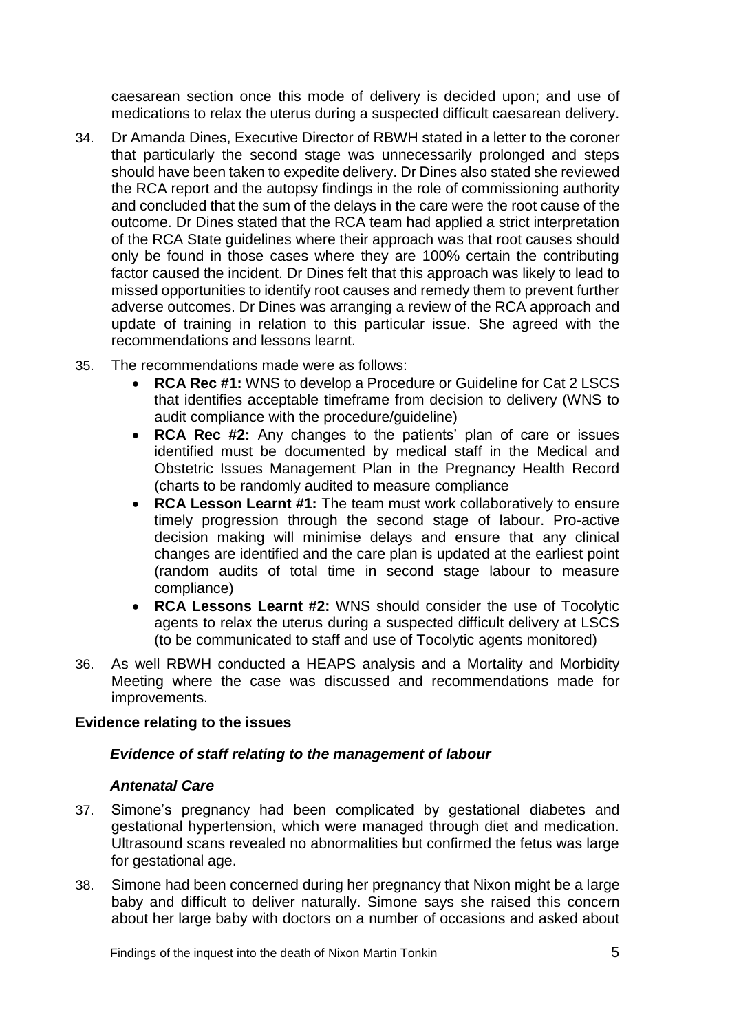caesarean section once this mode of delivery is decided upon; and use of medications to relax the uterus during a suspected difficult caesarean delivery.

34. Dr Amanda Dines, Executive Director of RBWH stated in a letter to the coroner that particularly the second stage was unnecessarily prolonged and steps should have been taken to expedite delivery. Dr Dines also stated she reviewed the RCA report and the autopsy findings in the role of commissioning authority and concluded that the sum of the delays in the care were the root cause of the outcome. Dr Dines stated that the RCA team had applied a strict interpretation of the RCA State guidelines where their approach was that root causes should only be found in those cases where they are 100% certain the contributing factor caused the incident. Dr Dines felt that this approach was likely to lead to missed opportunities to identify root causes and remedy them to prevent further adverse outcomes. Dr Dines was arranging a review of the RCA approach and update of training in relation to this particular issue. She agreed with the recommendations and lessons learnt.

35. The recommendations made were as follows:
    - **RCA Rec #1:** WNS to develop a Procedure or Guideline for Cat 2 LSCS that identifies acceptable timeframe from decision to delivery (WNS to audit compliance with the procedure/guideline)
    - **RCA Rec #2:** Any changes to the patients' plan of care or issues identified must be documented by medical staff in the Medical and Obstetric Issues Management Plan in the Pregnancy Health Record (charts to be randomly audited to measure compliance
    - **RCA Lesson Learnt #1:** The team must work collaboratively to ensure timely progression through the second stage of labour. Pro-active decision making will minimise delays and ensure that any clinical changes are identified and the care plan is updated at the earliest point (random audits of total time in second stage labour to measure compliance)
    - **RCA Lessons Learnt #2:** WNS should consider the use of Tocolytic agents to relax the uterus during a suspected difficult delivery at LSCS (to be communicated to staff and use of Tocolytic agents monitored)

36. As well RBWH conducted a HEAPS analysis and a Mortality and Morbidity Meeting where the case was discussed and recommendations made for improvements.

## Evidence relating to the issues

### *Evidence of staff relating to the management of labour*

#### *Antenatal Care*

37. Simone's pregnancy had been complicated by gestational diabetes and gestational hypertension, which were managed through diet and medication. Ultrasound scans revealed no abnormalities but confirmed the fetus was large for gestational age.

38. Simone had been concerned during her pregnancy that Nixon might be a large baby and difficult to deliver naturally. Simone says she raised this concern about her large baby with doctors on a number of occasions and asked about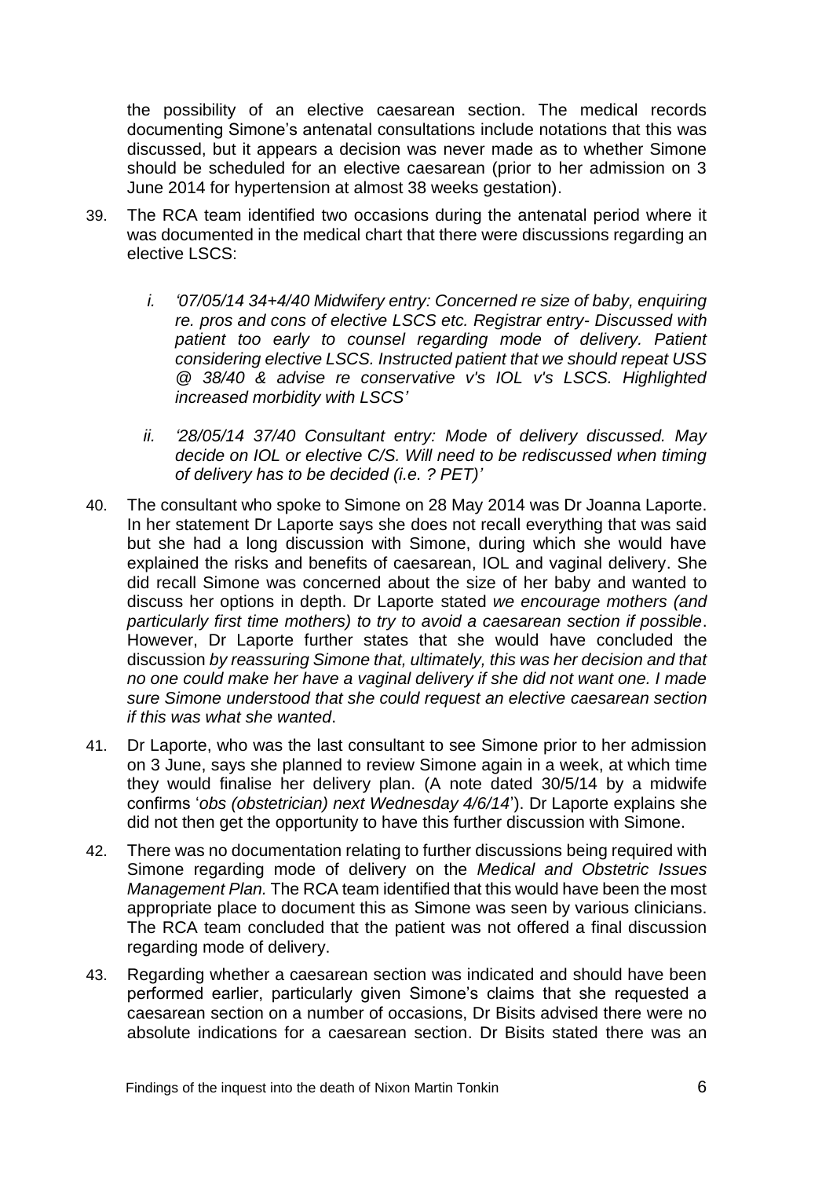the possibility of an elective caesarean section. The medical records documenting Simone's antenatal consultations include notations that this was discussed, but it appears a decision was never made as to whether Simone should be scheduled for an elective caesarean (prior to her admission on 3 June 2014 for hypertension at almost 38 weeks gestation).

39. The RCA team identified two occasions during the antenatal period where it was documented in the medical chart that there were discussions regarding an elective LSCS:

    i. *'07/05/14 34+4/40 Midwifery entry: Concerned re size of baby, enquiring re. pros and cons of elective LSCS etc. Registrar entry- Discussed with patient too early to counsel regarding mode of delivery. Patient considering elective LSCS. Instructed patient that we should repeat USS @ 38/40 & advise re conservative v's IOL v's LSCS. Highlighted increased morbidity with LSCS'*

    ii. *'28/05/14 37/40 Consultant entry: Mode of delivery discussed. May decide on IOL or elective C/S. Will need to be rediscussed when timing of delivery has to be decided (i.e. ? PET)'*

40. The consultant who spoke to Simone on 28 May 2014 was Dr Joanna Laporte. In her statement Dr Laporte says she does not recall everything that was said but she had a long discussion with Simone, during which she would have explained the risks and benefits of caesarean, IOL and vaginal delivery. She did recall Simone was concerned about the size of her baby and wanted to discuss her options in depth. Dr Laporte stated *we encourage mothers (and particularly first time mothers) to try to avoid a caesarean section if possible*. However, Dr Laporte further states that she would have concluded the discussion *by reassuring Simone that, ultimately, this was her decision and that no one could make her have a vaginal delivery if she did not want one. I made sure Simone understood that she could request an elective caesarean section if this was what she wanted*.

41. Dr Laporte, who was the last consultant to see Simone prior to her admission on 3 June, says she planned to review Simone again in a week, at which time they would finalise her delivery plan. (A note dated 30/5/14 by a midwife confirms '*obs (obstetrician) next Wednesday 4/6/14*'). Dr Laporte explains she did not then get the opportunity to have this further discussion with Simone.

42. There was no documentation relating to further discussions being required with Simone regarding mode of delivery on the *Medical and Obstetric Issues Management Plan.* The RCA team identified that this would have been the most appropriate place to document this as Simone was seen by various clinicians. The RCA team concluded that the patient was not offered a final discussion regarding mode of delivery.

43. Regarding whether a caesarean section was indicated and should have been performed earlier, particularly given Simone's claims that she requested a caesarean section on a number of occasions, Dr Bisits advised there were no absolute indications for a caesarean section. Dr Bisits stated there was an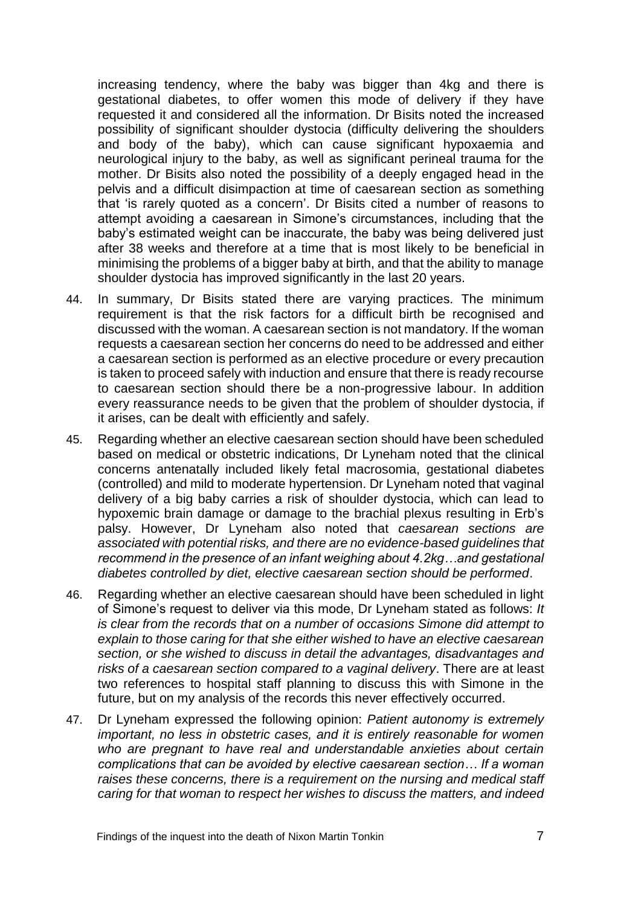increasing tendency, where the baby was bigger than 4kg and there is gestational diabetes, to offer women this mode of delivery if they have requested it and considered all the information. Dr Bisits noted the increased possibility of significant shoulder dystocia (difficulty delivering the shoulders and body of the baby), which can cause significant hypoxaemia and neurological injury to the baby, as well as significant perineal trauma for the mother. Dr Bisits also noted the possibility of a deeply engaged head in the pelvis and a difficult disimpaction at time of caesarean section as something that 'is rarely quoted as a concern'. Dr Bisits cited a number of reasons to attempt avoiding a caesarean in Simone's circumstances, including that the baby's estimated weight can be inaccurate, the baby was being delivered just after 38 weeks and therefore at a time that is most likely to be beneficial in minimising the problems of a bigger baby at birth, and that the ability to manage shoulder dystocia has improved significantly in the last 20 years.

44. In summary, Dr Bisits stated there are varying practices. The minimum requirement is that the risk factors for a difficult birth be recognised and discussed with the woman. A caesarean section is not mandatory. If the woman requests a caesarean section her concerns do need to be addressed and either a caesarean section is performed as an elective procedure or every precaution is taken to proceed safely with induction and ensure that there is ready recourse to caesarean section should there be a non-progressive labour. In addition every reassurance needs to be given that the problem of shoulder dystocia, if it arises, can be dealt with efficiently and safely.

45. Regarding whether an elective caesarean section should have been scheduled based on medical or obstetric indications, Dr Lyneham noted that the clinical concerns antenatally included likely fetal macrosomia, gestational diabetes (controlled) and mild to moderate hypertension. Dr Lyneham noted that vaginal delivery of a big baby carries a risk of shoulder dystocia, which can lead to hypoxemic brain damage or damage to the brachial plexus resulting in Erb's palsy. However, Dr Lyneham also noted that *caesarean sections are associated with potential risks, and there are no evidence-based guidelines that recommend in the presence of an infant weighing about 4.2kg…and gestational diabetes controlled by diet, elective caesarean section should be performed*.

46. Regarding whether an elective caesarean should have been scheduled in light of Simone's request to deliver via this mode, Dr Lyneham stated as follows: *It is clear from the records that on a number of occasions Simone did attempt to explain to those caring for that she either wished to have an elective caesarean section, or she wished to discuss in detail the advantages, disadvantages and risks of a caesarean section compared to a vaginal delivery*. There are at least two references to hospital staff planning to discuss this with Simone in the future, but on my analysis of the records this never effectively occurred.

47. Dr Lyneham expressed the following opinion: *Patient autonomy is extremely important, no less in obstetric cases, and it is entirely reasonable for women who are pregnant to have real and understandable anxieties about certain complications that can be avoided by elective caesarean section… If a woman raises these concerns, there is a requirement on the nursing and medical staff caring for that woman to respect her wishes to discuss the matters, and indeed*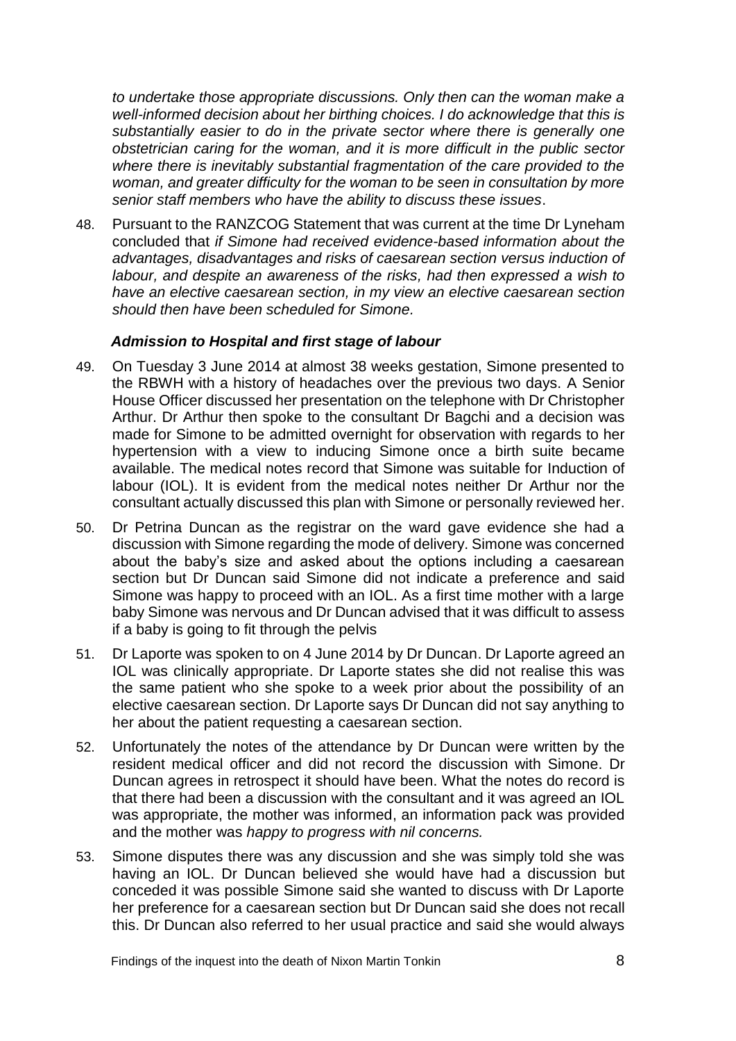*to undertake those appropriate discussions. Only then can the woman make a well-informed decision about her birthing choices. I do acknowledge that this is substantially easier to do in the private sector where there is generally one obstetrician caring for the woman, and it is more difficult in the public sector where there is inevitably substantial fragmentation of the care provided to the woman, and greater difficulty for the woman to be seen in consultation by more senior staff members who have the ability to discuss these issues*.

48. Pursuant to the RANZCOG Statement that was current at the time Dr Lyneham concluded that *if Simone had received evidence-based information about the advantages, disadvantages and risks of caesarean section versus induction of labour, and despite an awareness of the risks, had then expressed a wish to have an elective caesarean section, in my view an elective caesarean section should then have been scheduled for Simone.*

### *Admission to Hospital and first stage of labour*

49. On Tuesday 3 June 2014 at almost 38 weeks gestation, Simone presented to the RBWH with a history of headaches over the previous two days. A Senior House Officer discussed her presentation on the telephone with Dr Christopher Arthur. Dr Arthur then spoke to the consultant Dr Bagchi and a decision was made for Simone to be admitted overnight for observation with regards to her hypertension with a view to inducing Simone once a birth suite became available. The medical notes record that Simone was suitable for Induction of labour (IOL). It is evident from the medical notes neither Dr Arthur nor the consultant actually discussed this plan with Simone or personally reviewed her.

50. Dr Petrina Duncan as the registrar on the ward gave evidence she had a discussion with Simone regarding the mode of delivery. Simone was concerned about the baby's size and asked about the options including a caesarean section but Dr Duncan said Simone did not indicate a preference and said Simone was happy to proceed with an IOL. As a first time mother with a large baby Simone was nervous and Dr Duncan advised that it was difficult to assess if a baby is going to fit through the pelvis

51. Dr Laporte was spoken to on 4 June 2014 by Dr Duncan. Dr Laporte agreed an IOL was clinically appropriate. Dr Laporte states she did not realise this was the same patient who she spoke to a week prior about the possibility of an elective caesarean section. Dr Laporte says Dr Duncan did not say anything to her about the patient requesting a caesarean section.

52. Unfortunately the notes of the attendance by Dr Duncan were written by the resident medical officer and did not record the discussion with Simone. Dr Duncan agrees in retrospect it should have been. What the notes do record is that there had been a discussion with the consultant and it was agreed an IOL was appropriate, the mother was informed, an information pack was provided and the mother was *happy to progress with nil concerns.*

53. Simone disputes there was any discussion and she was simply told she was having an IOL. Dr Duncan believed she would have had a discussion but conceded it was possible Simone said she wanted to discuss with Dr Laporte her preference for a caesarean section but Dr Duncan said she does not recall this. Dr Duncan also referred to her usual practice and said she would always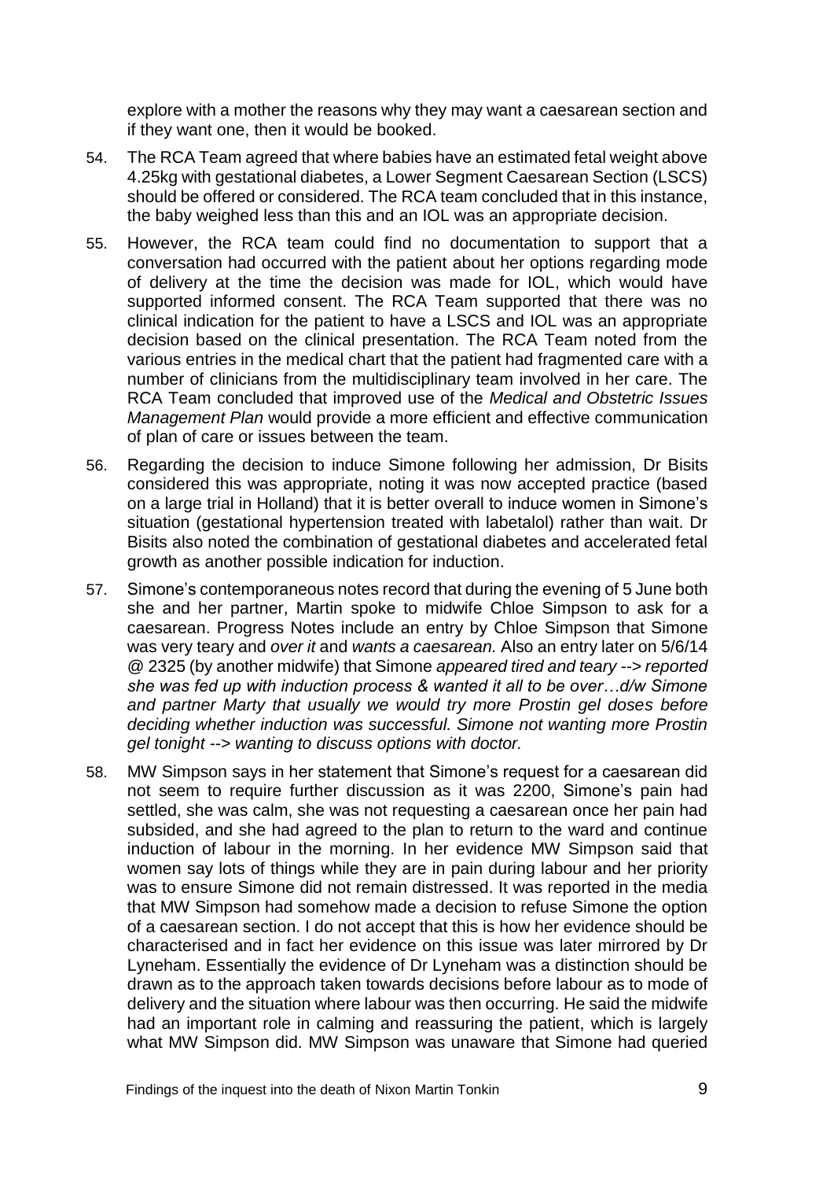explore with a mother the reasons why they may want a caesarean section and if they want one, then it would be booked.

54. The RCA Team agreed that where babies have an estimated fetal weight above 4.25kg with gestational diabetes, a Lower Segment Caesarean Section (LSCS) should be offered or considered. The RCA team concluded that in this instance, the baby weighed less than this and an IOL was an appropriate decision.

55. However, the RCA team could find no documentation to support that a conversation had occurred with the patient about her options regarding mode of delivery at the time the decision was made for IOL, which would have supported informed consent. The RCA Team supported that there was no clinical indication for the patient to have a LSCS and IOL was an appropriate decision based on the clinical presentation. The RCA Team noted from the various entries in the medical chart that the patient had fragmented care with a number of clinicians from the multidisciplinary team involved in her care. The RCA Team concluded that improved use of the *Medical and Obstetric Issues Management Plan* would provide a more efficient and effective communication of plan of care or issues between the team.

56. Regarding the decision to induce Simone following her admission, Dr Bisits considered this was appropriate, noting it was now accepted practice (based on a large trial in Holland) that it is better overall to induce women in Simone's situation (gestational hypertension treated with labetalol) rather than wait. Dr Bisits also noted the combination of gestational diabetes and accelerated fetal growth as another possible indication for induction.

57. Simone's contemporaneous notes record that during the evening of 5 June both she and her partner, Martin spoke to midwife Chloe Simpson to ask for a caesarean. Progress Notes include an entry by Chloe Simpson that Simone was very teary and *over it* and *wants a caesarean.* Also an entry later on 5/6/14 @ 2325 (by another midwife) that Simone *appeared tired and teary --> reported she was fed up with induction process & wanted it all to be over…d/w Simone and partner Marty that usually we would try more Prostin gel doses before deciding whether induction was successful. Simone not wanting more Prostin gel tonight --> wanting to discuss options with doctor.*

58. MW Simpson says in her statement that Simone's request for a caesarean did not seem to require further discussion as it was 2200, Simone's pain had settled, she was calm, she was not requesting a caesarean once her pain had subsided, and she had agreed to the plan to return to the ward and continue induction of labour in the morning. In her evidence MW Simpson said that women say lots of things while they are in pain during labour and her priority was to ensure Simone did not remain distressed. It was reported in the media that MW Simpson had somehow made a decision to refuse Simone the option of a caesarean section. I do not accept that this is how her evidence should be characterised and in fact her evidence on this issue was later mirrored by Dr Lyneham. Essentially the evidence of Dr Lyneham was a distinction should be drawn as to the approach taken towards decisions before labour as to mode of delivery and the situation where labour was then occurring. He said the midwife had an important role in calming and reassuring the patient, which is largely what MW Simpson did. MW Simpson was unaware that Simone had queried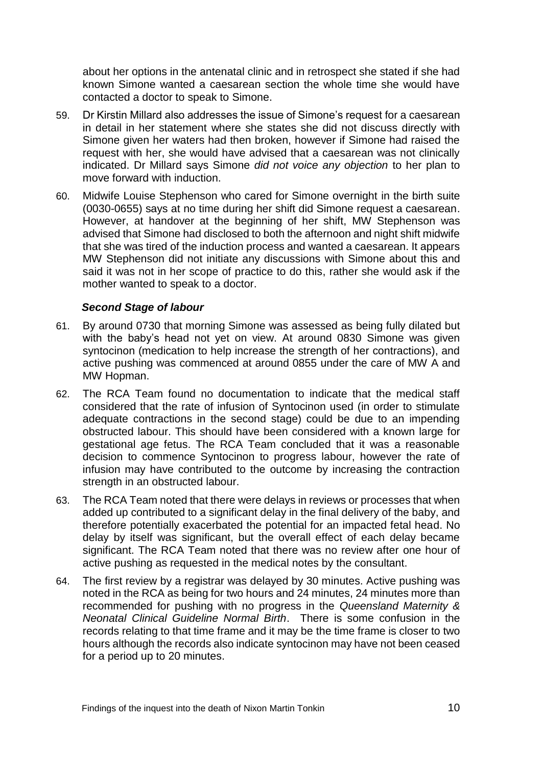about her options in the antenatal clinic and in retrospect she stated if she had known Simone wanted a caesarean section the whole time she would have contacted a doctor to speak to Simone.

59. Dr Kirstin Millard also addresses the issue of Simone's request for a caesarean in detail in her statement where she states she did not discuss directly with Simone given her waters had then broken, however if Simone had raised the request with her, she would have advised that a caesarean was not clinically indicated. Dr Millard says Simone *did not voice any objection* to her plan to move forward with induction.

60. Midwife Louise Stephenson who cared for Simone overnight in the birth suite (0030-0655) says at no time during her shift did Simone request a caesarean. However, at handover at the beginning of her shift, MW Stephenson was advised that Simone had disclosed to both the afternoon and night shift midwife that she was tired of the induction process and wanted a caesarean. It appears MW Stephenson did not initiate any discussions with Simone about this and said it was not in her scope of practice to do this, rather she would ask if the mother wanted to speak to a doctor.

### *Second Stage of labour*

61. By around 0730 that morning Simone was assessed as being fully dilated but with the baby's head not yet on view. At around 0830 Simone was given syntocinon (medication to help increase the strength of her contractions), and active pushing was commenced at around 0855 under the care of MW A and MW Hopman.

62. The RCA Team found no documentation to indicate that the medical staff considered that the rate of infusion of Syntocinon used (in order to stimulate adequate contractions in the second stage) could be due to an impending obstructed labour. This should have been considered with a known large for gestational age fetus. The RCA Team concluded that it was a reasonable decision to commence Syntocinon to progress labour, however the rate of infusion may have contributed to the outcome by increasing the contraction strength in an obstructed labour.

63. The RCA Team noted that there were delays in reviews or processes that when added up contributed to a significant delay in the final delivery of the baby, and therefore potentially exacerbated the potential for an impacted fetal head. No delay by itself was significant, but the overall effect of each delay became significant. The RCA Team noted that there was no review after one hour of active pushing as requested in the medical notes by the consultant.

64. The first review by a registrar was delayed by 30 minutes. Active pushing was noted in the RCA as being for two hours and 24 minutes, 24 minutes more than recommended for pushing with no progress in the *Queensland Maternity & Neonatal Clinical Guideline Normal Birth*. There is some confusion in the records relating to that time frame and it may be the time frame is closer to two hours although the records also indicate syntocinon may have not been ceased for a period up to 20 minutes.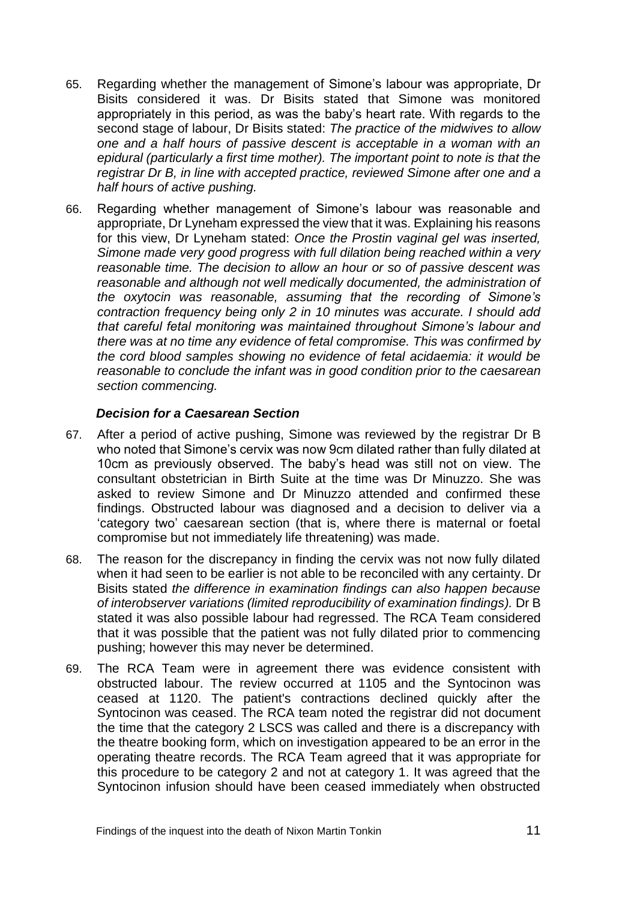65. Regarding whether the management of Simone's labour was appropriate, Dr Bisits considered it was. Dr Bisits stated that Simone was monitored appropriately in this period, as was the baby's heart rate. With regards to the second stage of labour, Dr Bisits stated: *The practice of the midwives to allow one and a half hours of passive descent is acceptable in a woman with an epidural (particularly a first time mother). The important point to note is that the registrar Dr B, in line with accepted practice, reviewed Simone after one and a half hours of active pushing.*

66. Regarding whether management of Simone's labour was reasonable and appropriate, Dr Lyneham expressed the view that it was. Explaining his reasons for this view, Dr Lyneham stated: *Once the Prostin vaginal gel was inserted, Simone made very good progress with full dilation being reached within a very reasonable time. The decision to allow an hour or so of passive descent was reasonable and although not well medically documented, the administration of the oxytocin was reasonable, assuming that the recording of Simone's contraction frequency being only 2 in 10 minutes was accurate. I should add that careful fetal monitoring was maintained throughout Simone's labour and there was at no time any evidence of fetal compromise. This was confirmed by the cord blood samples showing no evidence of fetal acidaemia: it would be reasonable to conclude the infant was in good condition prior to the caesarean section commencing.*

### *Decision for a Caesarean Section*

67. After a period of active pushing, Simone was reviewed by the registrar Dr B who noted that Simone's cervix was now 9cm dilated rather than fully dilated at 10cm as previously observed. The baby's head was still not on view. The consultant obstetrician in Birth Suite at the time was Dr Minuzzo. She was asked to review Simone and Dr Minuzzo attended and confirmed these findings. Obstructed labour was diagnosed and a decision to deliver via a 'category two' caesarean section (that is, where there is maternal or foetal compromise but not immediately life threatening) was made.

68. The reason for the discrepancy in finding the cervix was not now fully dilated when it had seen to be earlier is not able to be reconciled with any certainty. Dr Bisits stated *the difference in examination findings can also happen because of interobserver variations (limited reproducibility of examination findings).* Dr B stated it was also possible labour had regressed. The RCA Team considered that it was possible that the patient was not fully dilated prior to commencing pushing; however this may never be determined.

69. The RCA Team were in agreement there was evidence consistent with obstructed labour. The review occurred at 1105 and the Syntocinon was ceased at 1120. The patient's contractions declined quickly after the Syntocinon was ceased. The RCA team noted the registrar did not document the time that the category 2 LSCS was called and there is a discrepancy with the theatre booking form, which on investigation appeared to be an error in the operating theatre records. The RCA Team agreed that it was appropriate for this procedure to be category 2 and not at category 1. It was agreed that the Syntocinon infusion should have been ceased immediately when obstructed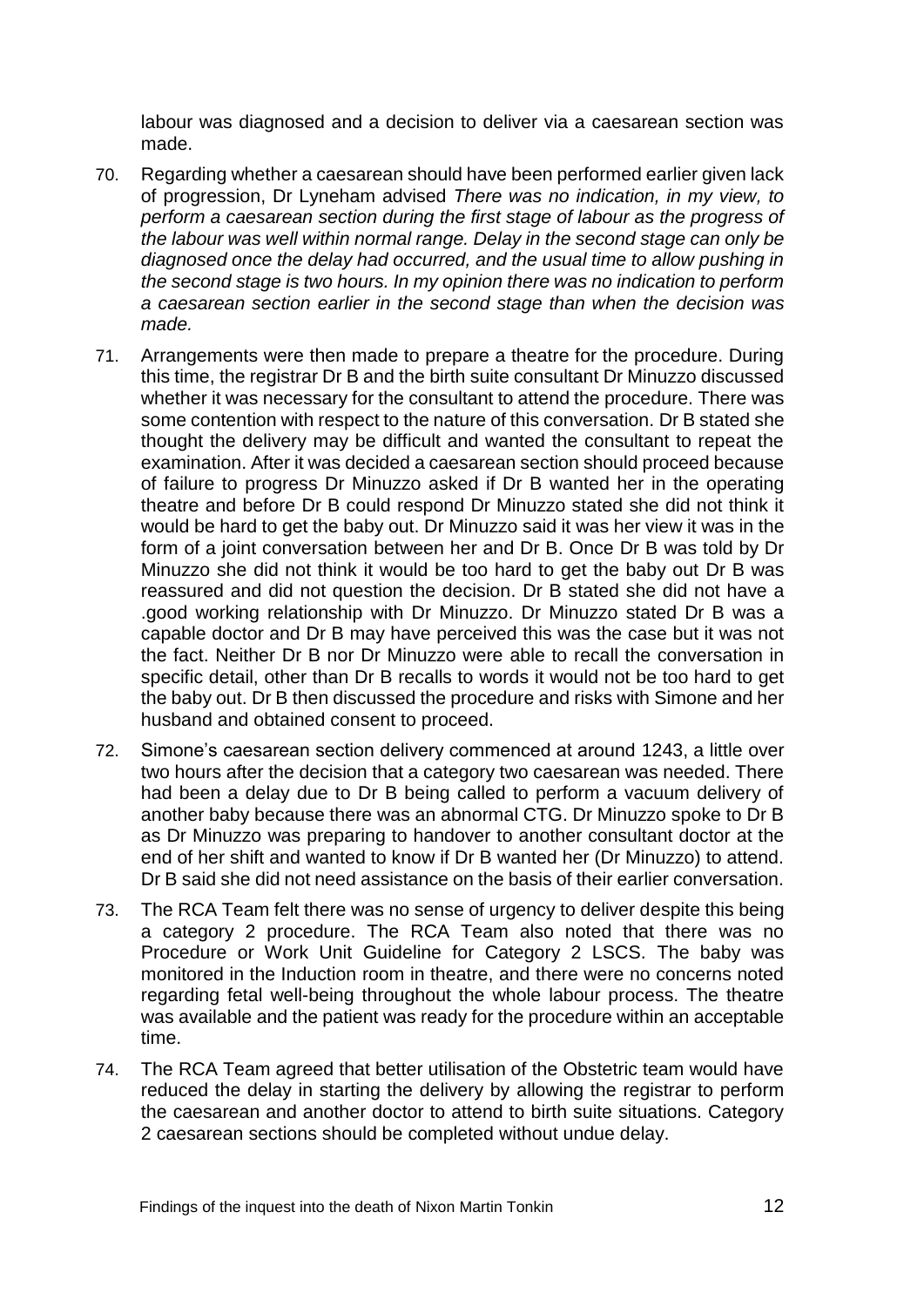labour was diagnosed and a decision to deliver via a caesarean section was made.

70. Regarding whether a caesarean should have been performed earlier given lack of progression, Dr Lyneham advised *There was no indication, in my view, to perform a caesarean section during the first stage of labour as the progress of the labour was well within normal range. Delay in the second stage can only be diagnosed once the delay had occurred, and the usual time to allow pushing in the second stage is two hours. In my opinion there was no indication to perform a caesarean section earlier in the second stage than when the decision was made.*

71. Arrangements were then made to prepare a theatre for the procedure. During this time, the registrar Dr B and the birth suite consultant Dr Minuzzo discussed whether it was necessary for the consultant to attend the procedure. There was some contention with respect to the nature of this conversation. Dr B stated she thought the delivery may be difficult and wanted the consultant to repeat the examination. After it was decided a caesarean section should proceed because of failure to progress Dr Minuzzo asked if Dr B wanted her in the operating theatre and before Dr B could respond Dr Minuzzo stated she did not think it would be hard to get the baby out. Dr Minuzzo said it was her view it was in the form of a joint conversation between her and Dr B. Once Dr B was told by Dr Minuzzo she did not think it would be too hard to get the baby out Dr B was reassured and did not question the decision. Dr B stated she did not have a .good working relationship with Dr Minuzzo. Dr Minuzzo stated Dr B was a capable doctor and Dr B may have perceived this was the case but it was not the fact. Neither Dr B nor Dr Minuzzo were able to recall the conversation in specific detail, other than Dr B recalls to words it would not be too hard to get the baby out. Dr B then discussed the procedure and risks with Simone and her husband and obtained consent to proceed.

72. Simone's caesarean section delivery commenced at around 1243, a little over two hours after the decision that a category two caesarean was needed. There had been a delay due to Dr B being called to perform a vacuum delivery of another baby because there was an abnormal CTG. Dr Minuzzo spoke to Dr B as Dr Minuzzo was preparing to handover to another consultant doctor at the end of her shift and wanted to know if Dr B wanted her (Dr Minuzzo) to attend. Dr B said she did not need assistance on the basis of their earlier conversation.

73. The RCA Team felt there was no sense of urgency to deliver despite this being a category 2 procedure. The RCA Team also noted that there was no Procedure or Work Unit Guideline for Category 2 LSCS. The baby was monitored in the Induction room in theatre, and there were no concerns noted regarding fetal well-being throughout the whole labour process. The theatre was available and the patient was ready for the procedure within an acceptable time.

74. The RCA Team agreed that better utilisation of the Obstetric team would have reduced the delay in starting the delivery by allowing the registrar to perform the caesarean and another doctor to attend to birth suite situations. Category 2 caesarean sections should be completed without undue delay.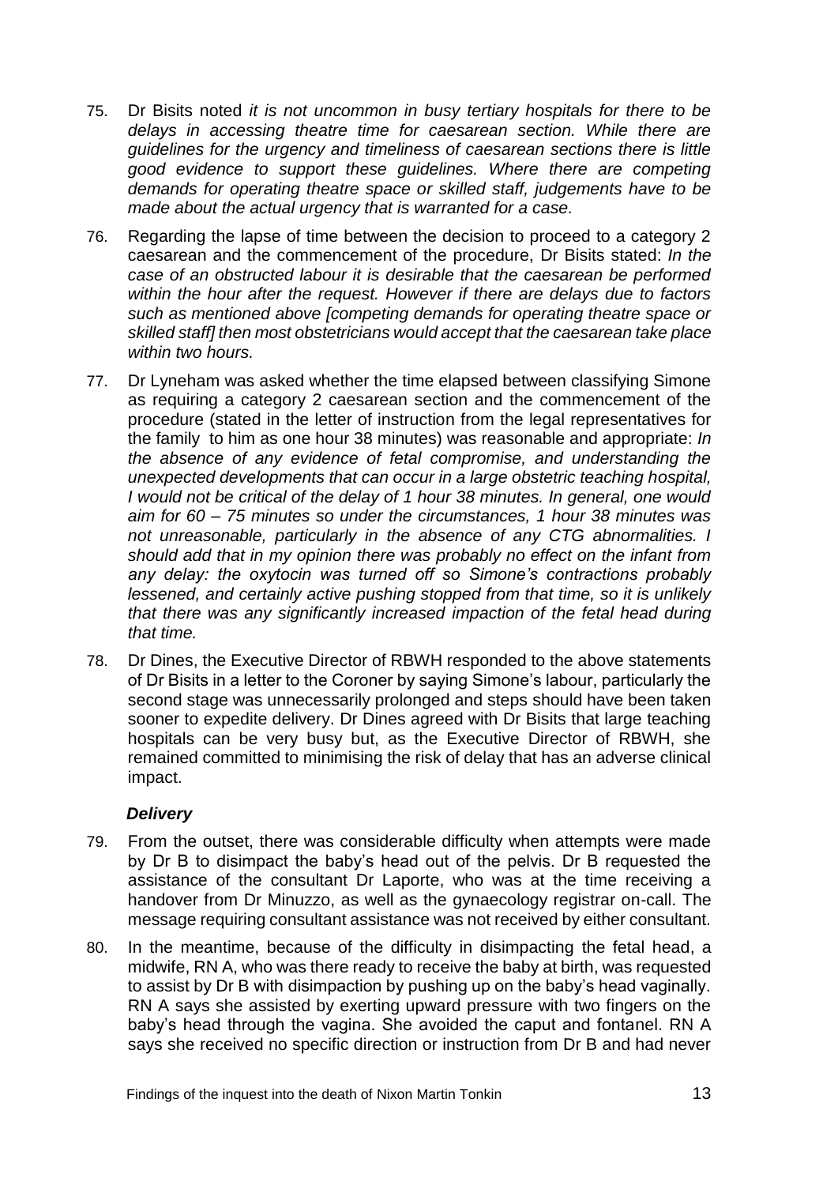75. Dr Bisits noted *it is not uncommon in busy tertiary hospitals for there to be delays in accessing theatre time for caesarean section. While there are guidelines for the urgency and timeliness of caesarean sections there is little good evidence to support these guidelines. Where there are competing demands for operating theatre space or skilled staff, judgements have to be made about the actual urgency that is warranted for a case.*

76. Regarding the lapse of time between the decision to proceed to a category 2 caesarean and the commencement of the procedure, Dr Bisits stated: *In the case of an obstructed labour it is desirable that the caesarean be performed within the hour after the request. However if there are delays due to factors such as mentioned above [competing demands for operating theatre space or skilled staff] then most obstetricians would accept that the caesarean take place within two hours.*

77. Dr Lyneham was asked whether the time elapsed between classifying Simone as requiring a category 2 caesarean section and the commencement of the procedure (stated in the letter of instruction from the legal representatives for the family to him as one hour 38 minutes) was reasonable and appropriate: *In the absence of any evidence of fetal compromise, and understanding the unexpected developments that can occur in a large obstetric teaching hospital, I would not be critical of the delay of 1 hour 38 minutes. In general, one would aim for 60 – 75 minutes so under the circumstances, 1 hour 38 minutes was not unreasonable, particularly in the absence of any CTG abnormalities. I should add that in my opinion there was probably no effect on the infant from any delay: the oxytocin was turned off so Simone's contractions probably lessened, and certainly active pushing stopped from that time, so it is unlikely that there was any significantly increased impaction of the fetal head during that time.*

78. Dr Dines, the Executive Director of RBWH responded to the above statements of Dr Bisits in a letter to the Coroner by saying Simone's labour, particularly the second stage was unnecessarily prolonged and steps should have been taken sooner to expedite delivery. Dr Dines agreed with Dr Bisits that large teaching hospitals can be very busy but, as the Executive Director of RBWH, she remained committed to minimising the risk of delay that has an adverse clinical impact.

### *Delivery*

79. From the outset, there was considerable difficulty when attempts were made by Dr B to disimpact the baby's head out of the pelvis. Dr B requested the assistance of the consultant Dr Laporte, who was at the time receiving a handover from Dr Minuzzo, as well as the gynaecology registrar on-call. The message requiring consultant assistance was not received by either consultant.

80. In the meantime, because of the difficulty in disimpacting the fetal head, a midwife, RN A, who was there ready to receive the baby at birth, was requested to assist by Dr B with disimpaction by pushing up on the baby's head vaginally. RN A says she assisted by exerting upward pressure with two fingers on the baby's head through the vagina. She avoided the caput and fontanel. RN A says she received no specific direction or instruction from Dr B and had never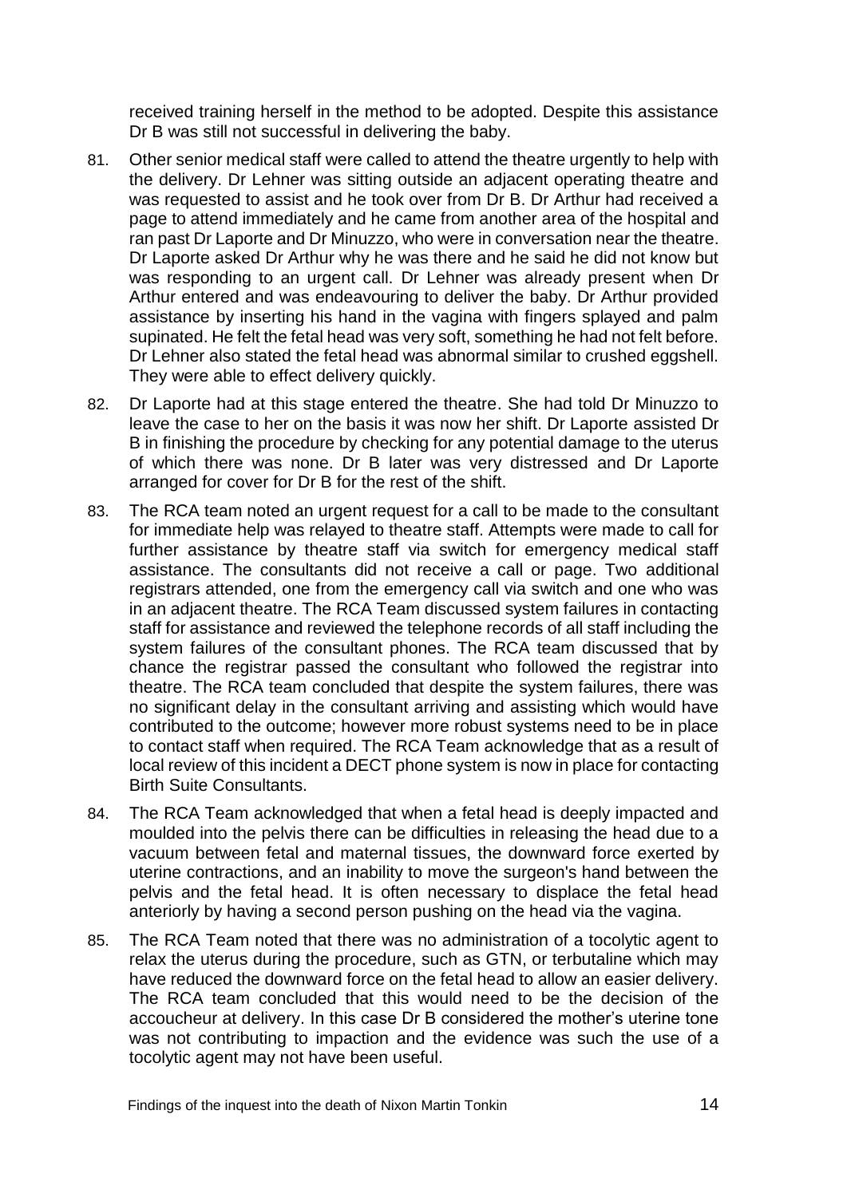received training herself in the method to be adopted. Despite this assistance Dr B was still not successful in delivering the baby.

81. Other senior medical staff were called to attend the theatre urgently to help with the delivery. Dr Lehner was sitting outside an adjacent operating theatre and was requested to assist and he took over from Dr B. Dr Arthur had received a page to attend immediately and he came from another area of the hospital and ran past Dr Laporte and Dr Minuzzo, who were in conversation near the theatre. Dr Laporte asked Dr Arthur why he was there and he said he did not know but was responding to an urgent call. Dr Lehner was already present when Dr Arthur entered and was endeavouring to deliver the baby. Dr Arthur provided assistance by inserting his hand in the vagina with fingers splayed and palm supinated. He felt the fetal head was very soft, something he had not felt before. Dr Lehner also stated the fetal head was abnormal similar to crushed eggshell. They were able to effect delivery quickly.

82. Dr Laporte had at this stage entered the theatre. She had told Dr Minuzzo to leave the case to her on the basis it was now her shift. Dr Laporte assisted Dr B in finishing the procedure by checking for any potential damage to the uterus of which there was none. Dr B later was very distressed and Dr Laporte arranged for cover for Dr B for the rest of the shift.

83. The RCA team noted an urgent request for a call to be made to the consultant for immediate help was relayed to theatre staff. Attempts were made to call for further assistance by theatre staff via switch for emergency medical staff assistance. The consultants did not receive a call or page. Two additional registrars attended, one from the emergency call via switch and one who was in an adjacent theatre. The RCA Team discussed system failures in contacting staff for assistance and reviewed the telephone records of all staff including the system failures of the consultant phones. The RCA team discussed that by chance the registrar passed the consultant who followed the registrar into theatre. The RCA team concluded that despite the system failures, there was no significant delay in the consultant arriving and assisting which would have contributed to the outcome; however more robust systems need to be in place to contact staff when required. The RCA Team acknowledge that as a result of local review of this incident a DECT phone system is now in place for contacting Birth Suite Consultants.

84. The RCA Team acknowledged that when a fetal head is deeply impacted and moulded into the pelvis there can be difficulties in releasing the head due to a vacuum between fetal and maternal tissues, the downward force exerted by uterine contractions, and an inability to move the surgeon's hand between the pelvis and the fetal head. It is often necessary to displace the fetal head anteriorly by having a second person pushing on the head via the vagina.

85. The RCA Team noted that there was no administration of a tocolytic agent to relax the uterus during the procedure, such as GTN, or terbutaline which may have reduced the downward force on the fetal head to allow an easier delivery. The RCA team concluded that this would need to be the decision of the accoucheur at delivery. In this case Dr B considered the mother's uterine tone was not contributing to impaction and the evidence was such the use of a tocolytic agent may not have been useful.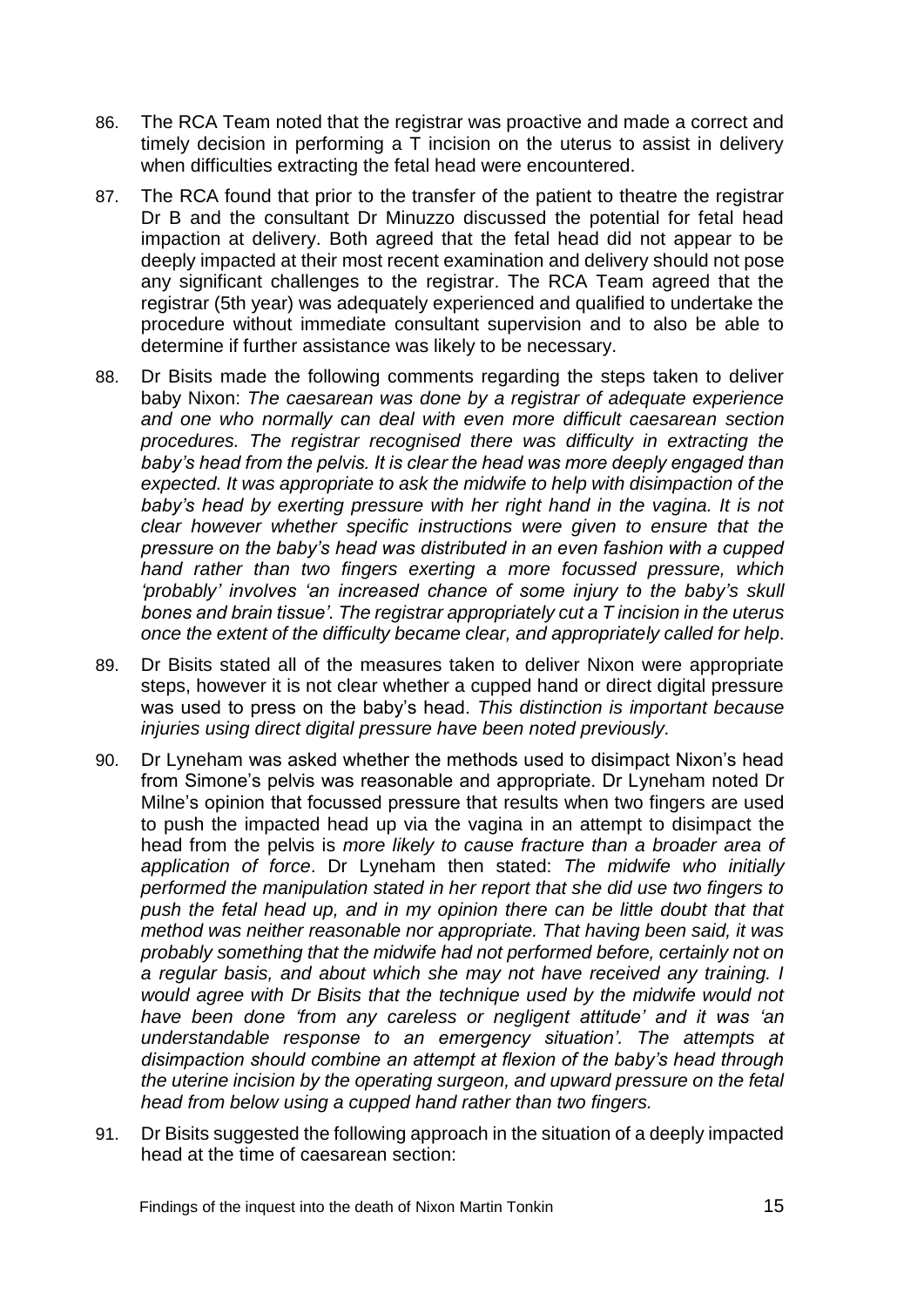86. The RCA Team noted that the registrar was proactive and made a correct and timely decision in performing a T incision on the uterus to assist in delivery when difficulties extracting the fetal head were encountered.

87. The RCA found that prior to the transfer of the patient to theatre the registrar Dr B and the consultant Dr Minuzzo discussed the potential for fetal head impaction at delivery. Both agreed that the fetal head did not appear to be deeply impacted at their most recent examination and delivery should not pose any significant challenges to the registrar. The RCA Team agreed that the registrar (5th year) was adequately experienced and qualified to undertake the procedure without immediate consultant supervision and to also be able to determine if further assistance was likely to be necessary.

88. Dr Bisits made the following comments regarding the steps taken to deliver baby Nixon: *The caesarean was done by a registrar of adequate experience and one who normally can deal with even more difficult caesarean section procedures. The registrar recognised there was difficulty in extracting the baby's head from the pelvis. It is clear the head was more deeply engaged than expected. It was appropriate to ask the midwife to help with disimpaction of the baby's head by exerting pressure with her right hand in the vagina. It is not clear however whether specific instructions were given to ensure that the pressure on the baby's head was distributed in an even fashion with a cupped hand rather than two fingers exerting a more focussed pressure, which 'probably' involves 'an increased chance of some injury to the baby's skull bones and brain tissue'. The registrar appropriately cut a T incision in the uterus once the extent of the difficulty became clear, and appropriately called for help*.

89. Dr Bisits stated all of the measures taken to deliver Nixon were appropriate steps, however it is not clear whether a cupped hand or direct digital pressure was used to press on the baby's head. *This distinction is important because injuries using direct digital pressure have been noted previously.*

90. Dr Lyneham was asked whether the methods used to disimpact Nixon's head from Simone's pelvis was reasonable and appropriate. Dr Lyneham noted Dr Milne's opinion that focussed pressure that results when two fingers are used to push the impacted head up via the vagina in an attempt to disimpact the head from the pelvis is *more likely to cause fracture than a broader area of application of force*. Dr Lyneham then stated: *The midwife who initially performed the manipulation stated in her report that she did use two fingers to push the fetal head up, and in my opinion there can be little doubt that that method was neither reasonable nor appropriate. That having been said, it was probably something that the midwife had not performed before, certainly not on a regular basis, and about which she may not have received any training. I would agree with Dr Bisits that the technique used by the midwife would not have been done 'from any careless or negligent attitude' and it was 'an understandable response to an emergency situation'. The attempts at disimpaction should combine an attempt at flexion of the baby's head through the uterine incision by the operating surgeon, and upward pressure on the fetal head from below using a cupped hand rather than two fingers.*

91. Dr Bisits suggested the following approach in the situation of a deeply impacted head at the time of caesarean section: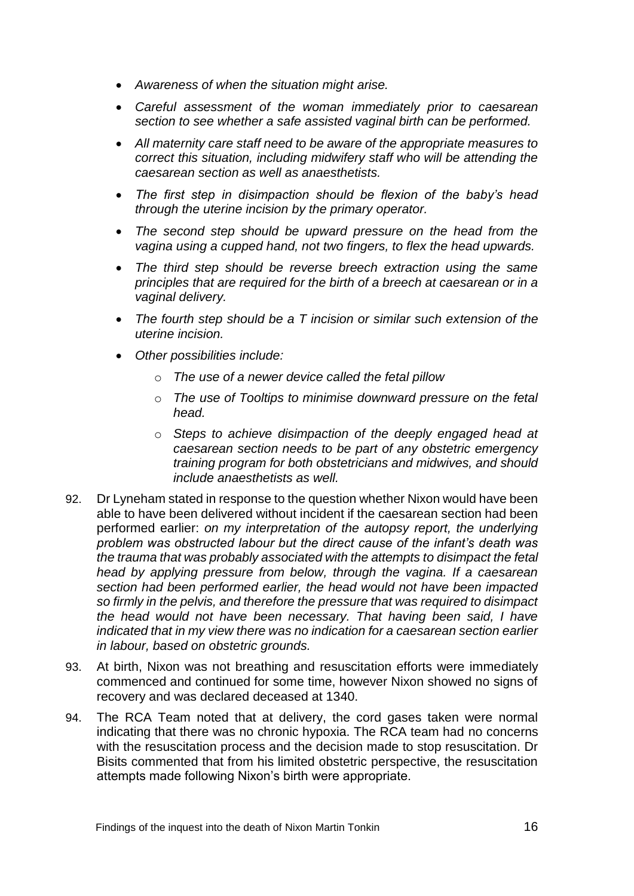- *Awareness of when the situation might arise.*
- *Careful assessment of the woman immediately prior to caesarean section to see whether a safe assisted vaginal birth can be performed.*
- *All maternity care staff need to be aware of the appropriate measures to correct this situation, including midwifery staff who will be attending the caesarean section as well as anaesthetists.*
- *The first step in disimpaction should be flexion of the baby's head through the uterine incision by the primary operator.*
- *The second step should be upward pressure on the head from the vagina using a cupped hand, not two fingers, to flex the head upwards.*
- *The third step should be reverse breech extraction using the same principles that are required for the birth of a breech at caesarean or in a vaginal delivery.*
- *The fourth step should be a T incision or similar such extension of the uterine incision.*
- *Other possibilities include:*
  - *The use of a newer device called the fetal pillow*
  - *The use of Tooltips to minimise downward pressure on the fetal head.*
  - *Steps to achieve disimpaction of the deeply engaged head at caesarean section needs to be part of any obstetric emergency training program for both obstetricians and midwives, and should include anaesthetists as well.*

92. Dr Lyneham stated in response to the question whether Nixon would have been able to have been delivered without incident if the caesarean section had been performed earlier: *on my interpretation of the autopsy report, the underlying problem was obstructed labour but the direct cause of the infant's death was the trauma that was probably associated with the attempts to disimpact the fetal head by applying pressure from below, through the vagina. If a caesarean section had been performed earlier, the head would not have been impacted so firmly in the pelvis, and therefore the pressure that was required to disimpact the head would not have been necessary. That having been said, I have indicated that in my view there was no indication for a caesarean section earlier in labour, based on obstetric grounds.*

93. At birth, Nixon was not breathing and resuscitation efforts were immediately commenced and continued for some time, however Nixon showed no signs of recovery and was declared deceased at 1340.

94. The RCA Team noted that at delivery, the cord gases taken were normal indicating that there was no chronic hypoxia. The RCA team had no concerns with the resuscitation process and the decision made to stop resuscitation. Dr Bisits commented that from his limited obstetric perspective, the resuscitation attempts made following Nixon's birth were appropriate.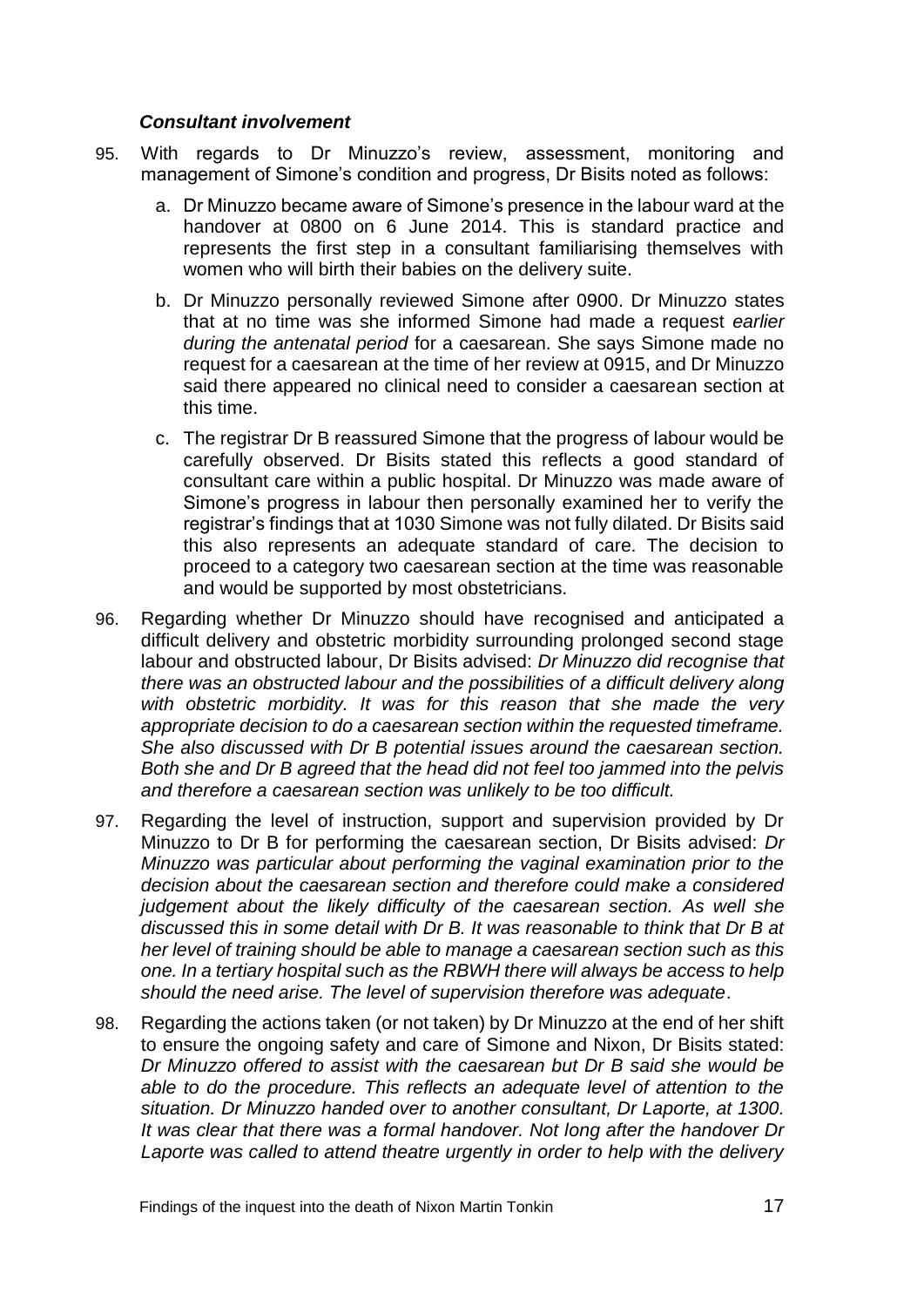### *Consultant involvement*

95. With regards to Dr Minuzzo's review, assessment, monitoring and management of Simone's condition and progress, Dr Bisits noted as follows:

    a. Dr Minuzzo became aware of Simone's presence in the labour ward at the handover at 0800 on 6 June 2014. This is standard practice and represents the first step in a consultant familiarising themselves with women who will birth their babies on the delivery suite.

    b. Dr Minuzzo personally reviewed Simone after 0900. Dr Minuzzo states that at no time was she informed Simone had made a request *earlier during the antenatal period* for a caesarean. She says Simone made no request for a caesarean at the time of her review at 0915, and Dr Minuzzo said there appeared no clinical need to consider a caesarean section at this time.

    c. The registrar Dr B reassured Simone that the progress of labour would be carefully observed. Dr Bisits stated this reflects a good standard of consultant care within a public hospital. Dr Minuzzo was made aware of Simone's progress in labour then personally examined her to verify the registrar's findings that at 1030 Simone was not fully dilated. Dr Bisits said this also represents an adequate standard of care. The decision to proceed to a category two caesarean section at the time was reasonable and would be supported by most obstetricians.

96. Regarding whether Dr Minuzzo should have recognised and anticipated a difficult delivery and obstetric morbidity surrounding prolonged second stage labour and obstructed labour, Dr Bisits advised: *Dr Minuzzo did recognise that there was an obstructed labour and the possibilities of a difficult delivery along with obstetric morbidity. It was for this reason that she made the very appropriate decision to do a caesarean section within the requested timeframe. She also discussed with Dr B potential issues around the caesarean section. Both she and Dr B agreed that the head did not feel too jammed into the pelvis and therefore a caesarean section was unlikely to be too difficult.*

97. Regarding the level of instruction, support and supervision provided by Dr Minuzzo to Dr B for performing the caesarean section, Dr Bisits advised: *Dr Minuzzo was particular about performing the vaginal examination prior to the decision about the caesarean section and therefore could make a considered judgement about the likely difficulty of the caesarean section. As well she discussed this in some detail with Dr B. It was reasonable to think that Dr B at her level of training should be able to manage a caesarean section such as this one. In a tertiary hospital such as the RBWH there will always be access to help should the need arise. The level of supervision therefore was adequate*.

98. Regarding the actions taken (or not taken) by Dr Minuzzo at the end of her shift to ensure the ongoing safety and care of Simone and Nixon, Dr Bisits stated: *Dr Minuzzo offered to assist with the caesarean but Dr B said she would be able to do the procedure. This reflects an adequate level of attention to the situation. Dr Minuzzo handed over to another consultant, Dr Laporte, at 1300. It was clear that there was a formal handover. Not long after the handover Dr Laporte was called to attend theatre urgently in order to help with the delivery*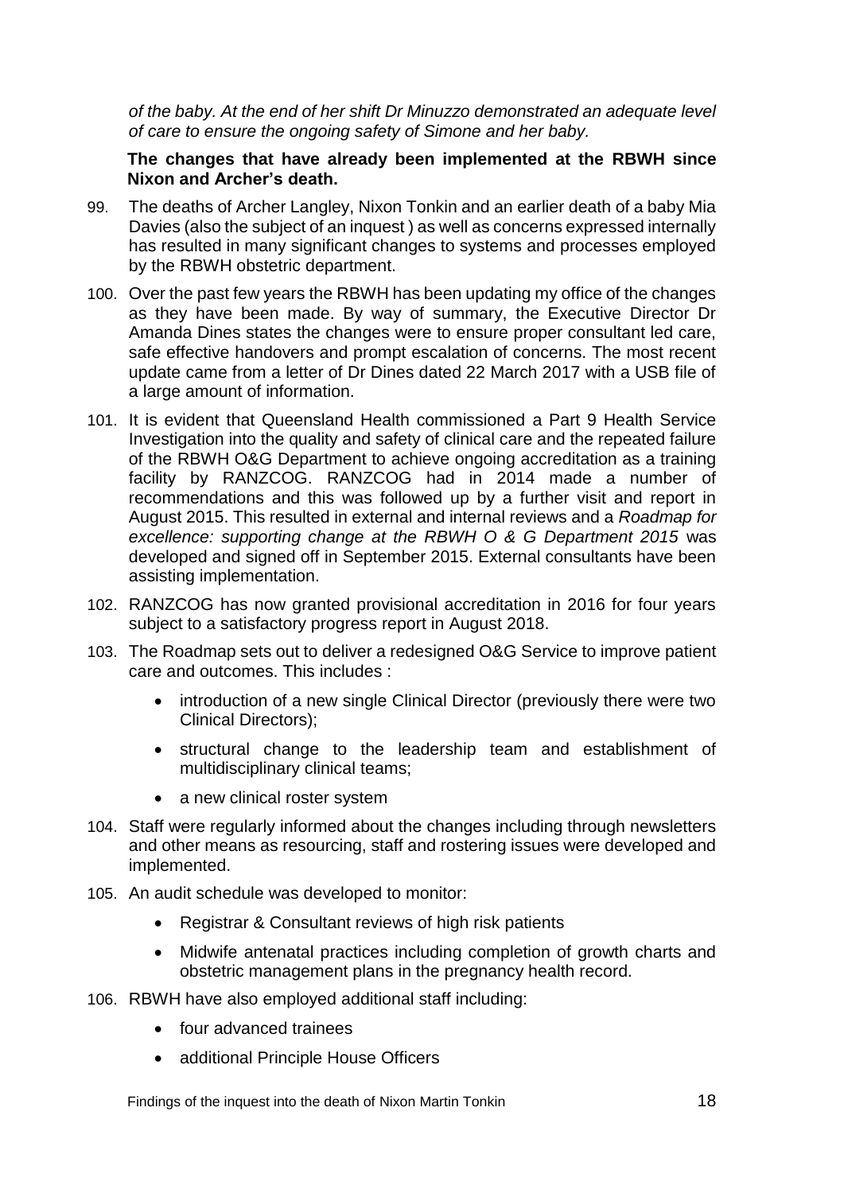*of the baby. At the end of her shift Dr Minuzzo demonstrated an adequate level of care to ensure the ongoing safety of Simone and her baby.*

**The changes that have already been implemented at the RBWH since Nixon and Archer's death.**

99. The deaths of Archer Langley, Nixon Tonkin and an earlier death of a baby Mia Davies (also the subject of an inquest ) as well as concerns expressed internally has resulted in many significant changes to systems and processes employed by the RBWH obstetric department.

100. Over the past few years the RBWH has been updating my office of the changes as they have been made. By way of summary, the Executive Director Dr Amanda Dines states the changes were to ensure proper consultant led care, safe effective handovers and prompt escalation of concerns. The most recent update came from a letter of Dr Dines dated 22 March 2017 with a USB file of a large amount of information.

101. It is evident that Queensland Health commissioned a Part 9 Health Service Investigation into the quality and safety of clinical care and the repeated failure of the RBWH O&G Department to achieve ongoing accreditation as a training facility by RANZCOG. RANZCOG had in 2014 made a number of recommendations and this was followed up by a further visit and report in August 2015. This resulted in external and internal reviews and a *Roadmap for excellence: supporting change at the RBWH O & G Department 2015* was developed and signed off in September 2015. External consultants have been assisting implementation.

102. RANZCOG has now granted provisional accreditation in 2016 for four years subject to a satisfactory progress report in August 2018.

103. The Roadmap sets out to deliver a redesigned O&G Service to improve patient care and outcomes. This includes :
    - introduction of a new single Clinical Director (previously there were two Clinical Directors);
    - structural change to the leadership team and establishment of multidisciplinary clinical teams;
    - a new clinical roster system

104. Staff were regularly informed about the changes including through newsletters and other means as resourcing, staff and rostering issues were developed and implemented.

105. An audit schedule was developed to monitor:
    - Registrar & Consultant reviews of high risk patients
    - Midwife antenatal practices including completion of growth charts and obstetric management plans in the pregnancy health record.

106. RBWH have also employed additional staff including:
    - four advanced trainees
    - additional Principle House Officers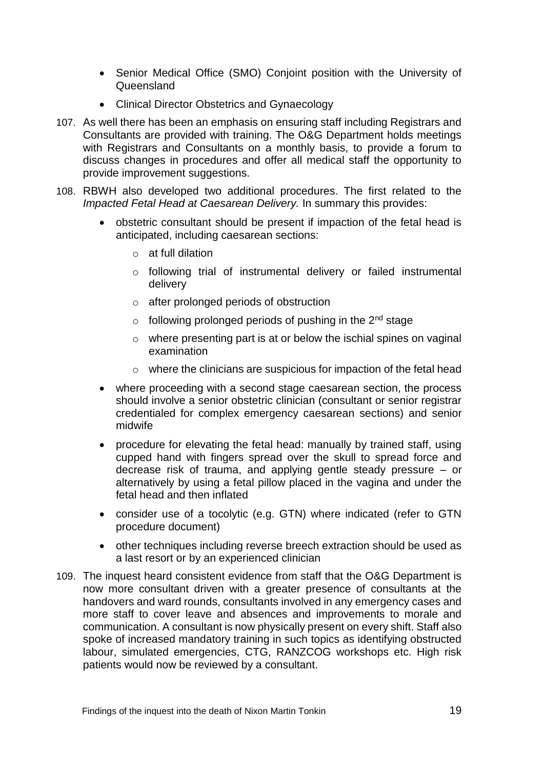- Senior Medical Office (SMO) Conjoint position with the University of Queensland
- Clinical Director Obstetrics and Gynaecology

107. As well there has been an emphasis on ensuring staff including Registrars and Consultants are provided with training. The O&G Department holds meetings with Registrars and Consultants on a monthly basis, to provide a forum to discuss changes in procedures and offer all medical staff the opportunity to provide improvement suggestions.

108. RBWH also developed two additional procedures. The first related to the *Impacted Fetal Head at Caesarean Delivery.* In summary this provides:

    - obstetric consultant should be present if impaction of the fetal head is anticipated, including caesarean sections:
        - at full dilation
        - following trial of instrumental delivery or failed instrumental delivery
        - after prolonged periods of obstruction
        - following prolonged periods of pushing in the 2nd stage
        - where presenting part is at or below the ischial spines on vaginal examination
        - where the clinicians are suspicious for impaction of the fetal head
    - where proceeding with a second stage caesarean section, the process should involve a senior obstetric clinician (consultant or senior registrar credentialed for complex emergency caesarean sections) and senior midwife
    - procedure for elevating the fetal head: manually by trained staff, using cupped hand with fingers spread over the skull to spread force and decrease risk of trauma, and applying gentle steady pressure – or alternatively by using a fetal pillow placed in the vagina and under the fetal head and then inflated
    - consider use of a tocolytic (e.g. GTN) where indicated (refer to GTN procedure document)
    - other techniques including reverse breech extraction should be used as a last resort or by an experienced clinician

109. The inquest heard consistent evidence from staff that the O&G Department is now more consultant driven with a greater presence of consultants at the handovers and ward rounds, consultants involved in any emergency cases and more staff to cover leave and absences and improvements to morale and communication. A consultant is now physically present on every shift. Staff also spoke of increased mandatory training in such topics as identifying obstructed labour, simulated emergencies, CTG, RANZCOG workshops etc. High risk patients would now be reviewed by a consultant.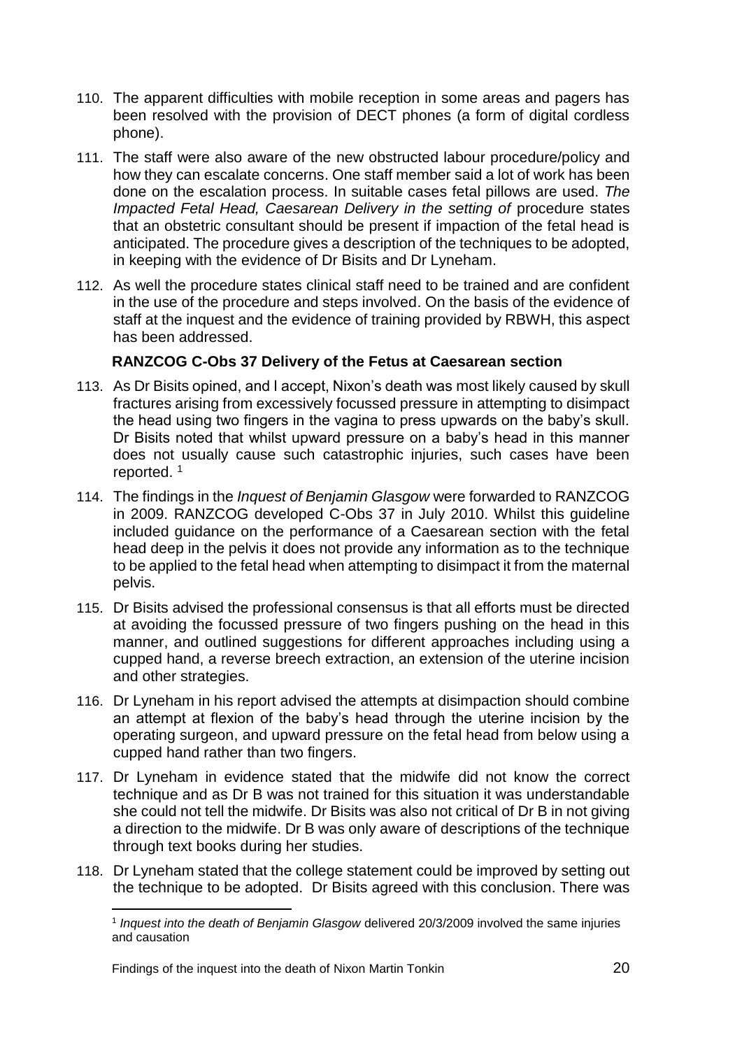110. The apparent difficulties with mobile reception in some areas and pagers has been resolved with the provision of DECT phones (a form of digital cordless phone).

111. The staff were also aware of the new obstructed labour procedure/policy and how they can escalate concerns. One staff member said a lot of work has been done on the escalation process. In suitable cases fetal pillows are used. *The Impacted Fetal Head, Caesarean Delivery in the setting of* procedure states that an obstetric consultant should be present if impaction of the fetal head is anticipated. The procedure gives a description of the techniques to be adopted, in keeping with the evidence of Dr Bisits and Dr Lyneham.

112. As well the procedure states clinical staff need to be trained and are confident in the use of the procedure and steps involved. On the basis of the evidence of staff at the inquest and the evidence of training provided by RBWH, this aspect has been addressed.

**RANZCOG C-Obs 37 Delivery of the Fetus at Caesarean section**

113. As Dr Bisits opined, and I accept, Nixon's death was most likely caused by skull fractures arising from excessively focussed pressure in attempting to disimpact the head using two fingers in the vagina to press upwards on the baby's skull. Dr Bisits noted that whilst upward pressure on a baby's head in this manner does not usually cause such catastrophic injuries, such cases have been reported. [1]

114. The findings in the *Inquest of Benjamin Glasgow* were forwarded to RANZCOG in 2009. RANZCOG developed C-Obs 37 in July 2010. Whilst this guideline included guidance on the performance of a Caesarean section with the fetal head deep in the pelvis it does not provide any information as to the technique to be applied to the fetal head when attempting to disimpact it from the maternal pelvis.

115. Dr Bisits advised the professional consensus is that all efforts must be directed at avoiding the focussed pressure of two fingers pushing on the head in this manner, and outlined suggestions for different approaches including using a cupped hand, a reverse breech extraction, an extension of the uterine incision and other strategies.

116. Dr Lyneham in his report advised the attempts at disimpaction should combine an attempt at flexion of the baby's head through the uterine incision by the operating surgeon, and upward pressure on the fetal head from below using a cupped hand rather than two fingers.

117. Dr Lyneham in evidence stated that the midwife did not know the correct technique and as Dr B was not trained for this situation it was understandable she could not tell the midwife. Dr Bisits was also not critical of Dr B in not giving a direction to the midwife. Dr B was only aware of descriptions of the technique through text books during her studies.

118. Dr Lyneham stated that the college statement could be improved by setting out the technique to be adopted. Dr Bisits agreed with this conclusion. There was

[1] *Inquest into the death of Benjamin Glasgow* delivered 20/3/2009 involved the same injuries and causation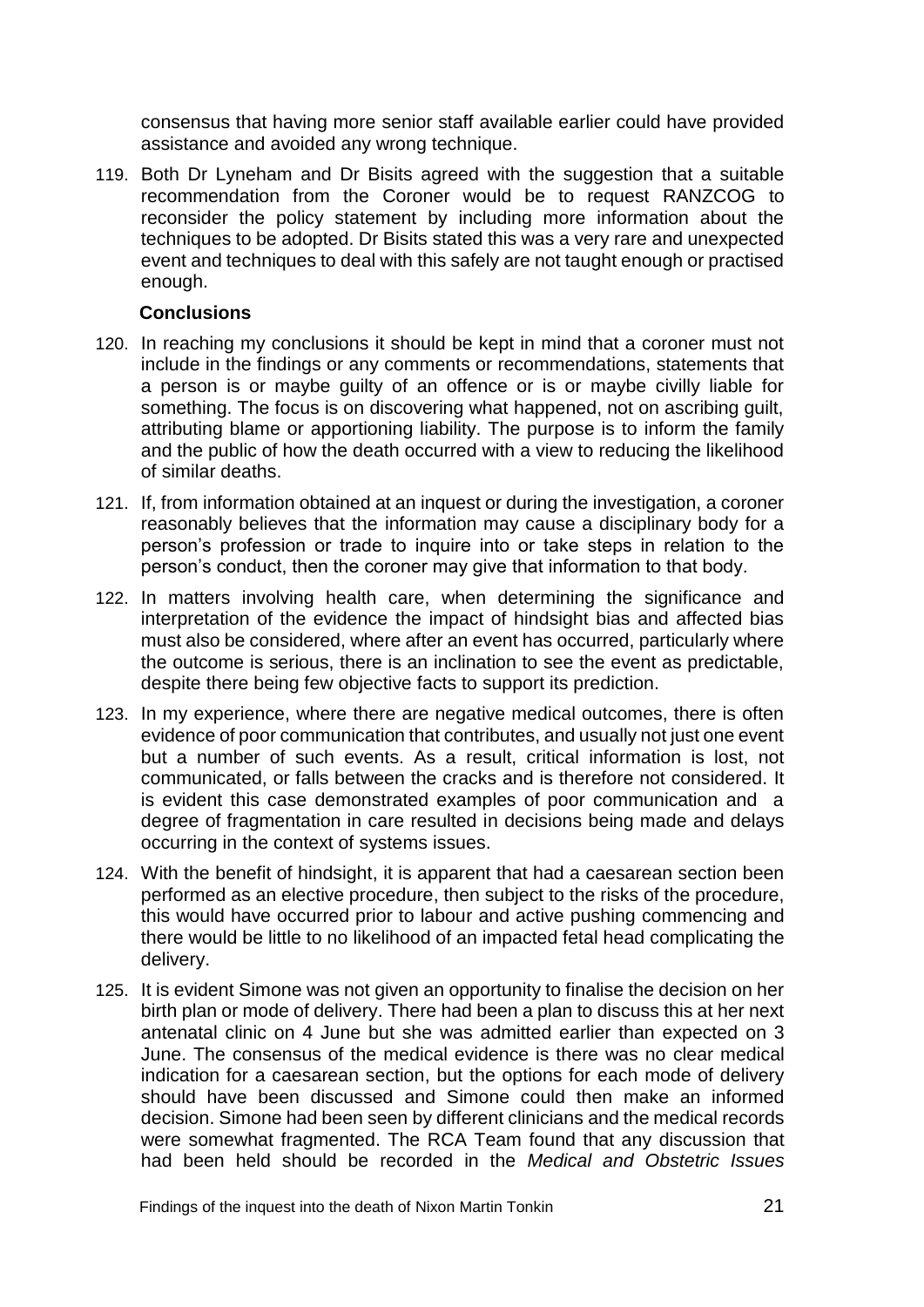consensus that having more senior staff available earlier could have provided assistance and avoided any wrong technique.

119. Both Dr Lyneham and Dr Bisits agreed with the suggestion that a suitable recommendation from the Coroner would be to request RANZCOG to reconsider the policy statement by including more information about the techniques to be adopted. Dr Bisits stated this was a very rare and unexpected event and techniques to deal with this safely are not taught enough or practised enough.

### Conclusions

120. In reaching my conclusions it should be kept in mind that a coroner must not include in the findings or any comments or recommendations, statements that a person is or maybe guilty of an offence or is or maybe civilly liable for something. The focus is on discovering what happened, not on ascribing guilt, attributing blame or apportioning liability. The purpose is to inform the family and the public of how the death occurred with a view to reducing the likelihood of similar deaths.

121. If, from information obtained at an inquest or during the investigation, a coroner reasonably believes that the information may cause a disciplinary body for a person's profession or trade to inquire into or take steps in relation to the person's conduct, then the coroner may give that information to that body.

122. In matters involving health care, when determining the significance and interpretation of the evidence the impact of hindsight bias and affected bias must also be considered, where after an event has occurred, particularly where the outcome is serious, there is an inclination to see the event as predictable, despite there being few objective facts to support its prediction.

123. In my experience, where there are negative medical outcomes, there is often evidence of poor communication that contributes, and usually not just one event but a number of such events. As a result, critical information is lost, not communicated, or falls between the cracks and is therefore not considered. It is evident this case demonstrated examples of poor communication and a degree of fragmentation in care resulted in decisions being made and delays occurring in the context of systems issues.

124. With the benefit of hindsight, it is apparent that had a caesarean section been performed as an elective procedure, then subject to the risks of the procedure, this would have occurred prior to labour and active pushing commencing and there would be little to no likelihood of an impacted fetal head complicating the delivery.

125. It is evident Simone was not given an opportunity to finalise the decision on her birth plan or mode of delivery. There had been a plan to discuss this at her next antenatal clinic on 4 June but she was admitted earlier than expected on 3 June. The consensus of the medical evidence is there was no clear medical indication for a caesarean section, but the options for each mode of delivery should have been discussed and Simone could then make an informed decision. Simone had been seen by different clinicians and the medical records were somewhat fragmented. The RCA Team found that any discussion that had been held should be recorded in the *Medical and Obstetric Issues*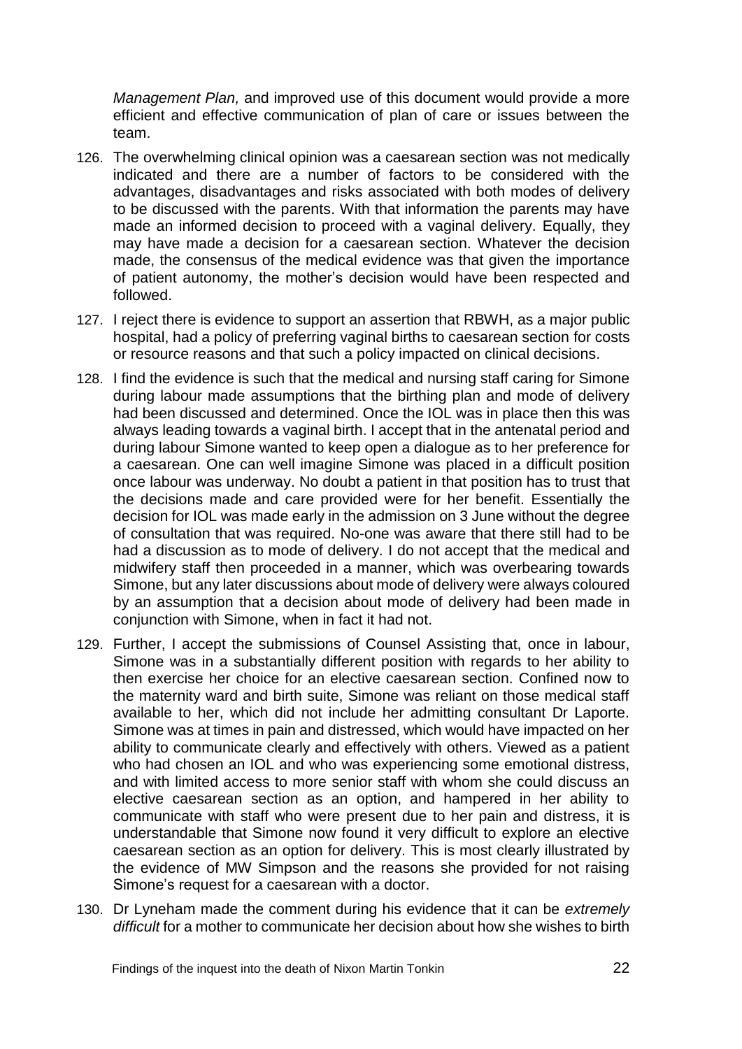*Management Plan,* and improved use of this document would provide a more efficient and effective communication of plan of care or issues between the team.

126. The overwhelming clinical opinion was a caesarean section was not medically indicated and there are a number of factors to be considered with the advantages, disadvantages and risks associated with both modes of delivery to be discussed with the parents. With that information the parents may have made an informed decision to proceed with a vaginal delivery. Equally, they may have made a decision for a caesarean section. Whatever the decision made, the consensus of the medical evidence was that given the importance of patient autonomy, the mother's decision would have been respected and followed.

127. I reject there is evidence to support an assertion that RBWH, as a major public hospital, had a policy of preferring vaginal births to caesarean section for costs or resource reasons and that such a policy impacted on clinical decisions.

128. I find the evidence is such that the medical and nursing staff caring for Simone during labour made assumptions that the birthing plan and mode of delivery had been discussed and determined. Once the IOL was in place then this was always leading towards a vaginal birth. I accept that in the antenatal period and during labour Simone wanted to keep open a dialogue as to her preference for a caesarean. One can well imagine Simone was placed in a difficult position once labour was underway. No doubt a patient in that position has to trust that the decisions made and care provided were for her benefit. Essentially the decision for IOL was made early in the admission on 3 June without the degree of consultation that was required. No-one was aware that there still had to be had a discussion as to mode of delivery. I do not accept that the medical and midwifery staff then proceeded in a manner, which was overbearing towards Simone, but any later discussions about mode of delivery were always coloured by an assumption that a decision about mode of delivery had been made in conjunction with Simone, when in fact it had not.

129. Further, I accept the submissions of Counsel Assisting that, once in labour, Simone was in a substantially different position with regards to her ability to then exercise her choice for an elective caesarean section. Confined now to the maternity ward and birth suite, Simone was reliant on those medical staff available to her, which did not include her admitting consultant Dr Laporte. Simone was at times in pain and distressed, which would have impacted on her ability to communicate clearly and effectively with others. Viewed as a patient who had chosen an IOL and who was experiencing some emotional distress, and with limited access to more senior staff with whom she could discuss an elective caesarean section as an option, and hampered in her ability to communicate with staff who were present due to her pain and distress, it is understandable that Simone now found it very difficult to explore an elective caesarean section as an option for delivery. This is most clearly illustrated by the evidence of MW Simpson and the reasons she provided for not raising Simone's request for a caesarean with a doctor.

130. Dr Lyneham made the comment during his evidence that it can be *extremely difficult* for a mother to communicate her decision about how she wishes to birth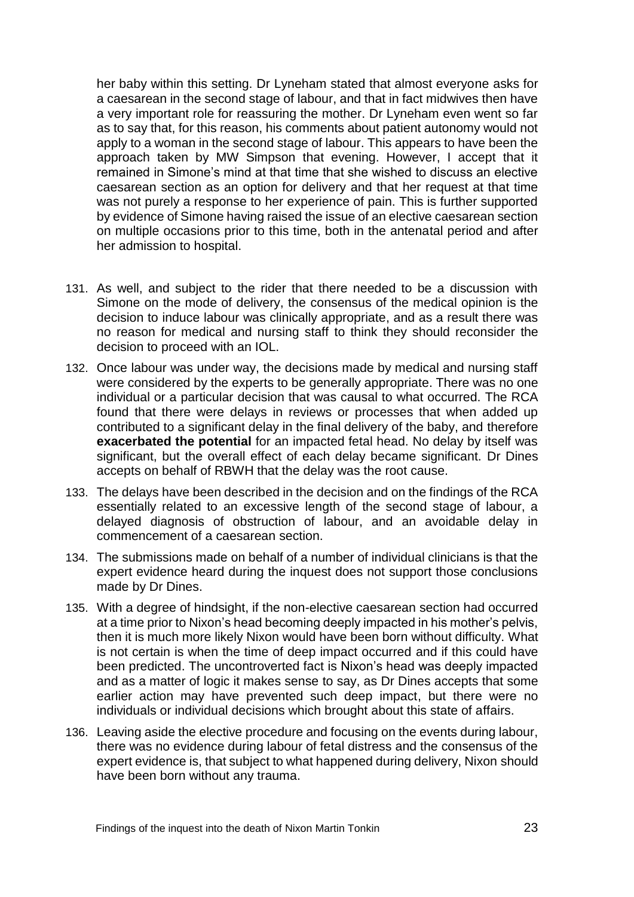her baby within this setting. Dr Lyneham stated that almost everyone asks for a caesarean in the second stage of labour, and that in fact midwives then have a very important role for reassuring the mother. Dr Lyneham even went so far as to say that, for this reason, his comments about patient autonomy would not apply to a woman in the second stage of labour. This appears to have been the approach taken by MW Simpson that evening. However, I accept that it remained in Simone's mind at that time that she wished to discuss an elective caesarean section as an option for delivery and that her request at that time was not purely a response to her experience of pain. This is further supported by evidence of Simone having raised the issue of an elective caesarean section on multiple occasions prior to this time, both in the antenatal period and after her admission to hospital.

131. As well, and subject to the rider that there needed to be a discussion with Simone on the mode of delivery, the consensus of the medical opinion is the decision to induce labour was clinically appropriate, and as a result there was no reason for medical and nursing staff to think they should reconsider the decision to proceed with an IOL.

132. Once labour was under way, the decisions made by medical and nursing staff were considered by the experts to be generally appropriate. There was no one individual or a particular decision that was causal to what occurred. The RCA found that there were delays in reviews or processes that when added up contributed to a significant delay in the final delivery of the baby, and therefore **exacerbated the potential** for an impacted fetal head. No delay by itself was significant, but the overall effect of each delay became significant. Dr Dines accepts on behalf of RBWH that the delay was the root cause.

133. The delays have been described in the decision and on the findings of the RCA essentially related to an excessive length of the second stage of labour, a delayed diagnosis of obstruction of labour, and an avoidable delay in commencement of a caesarean section.

134. The submissions made on behalf of a number of individual clinicians is that the expert evidence heard during the inquest does not support those conclusions made by Dr Dines.

135. With a degree of hindsight, if the non-elective caesarean section had occurred at a time prior to Nixon's head becoming deeply impacted in his mother's pelvis, then it is much more likely Nixon would have been born without difficulty. What is not certain is when the time of deep impact occurred and if this could have been predicted. The uncontroverted fact is Nixon's head was deeply impacted and as a matter of logic it makes sense to say, as Dr Dines accepts that some earlier action may have prevented such deep impact, but there were no individuals or individual decisions which brought about this state of affairs.

136. Leaving aside the elective procedure and focusing on the events during labour, there was no evidence during labour of fetal distress and the consensus of the expert evidence is, that subject to what happened during delivery, Nixon should have been born without any trauma.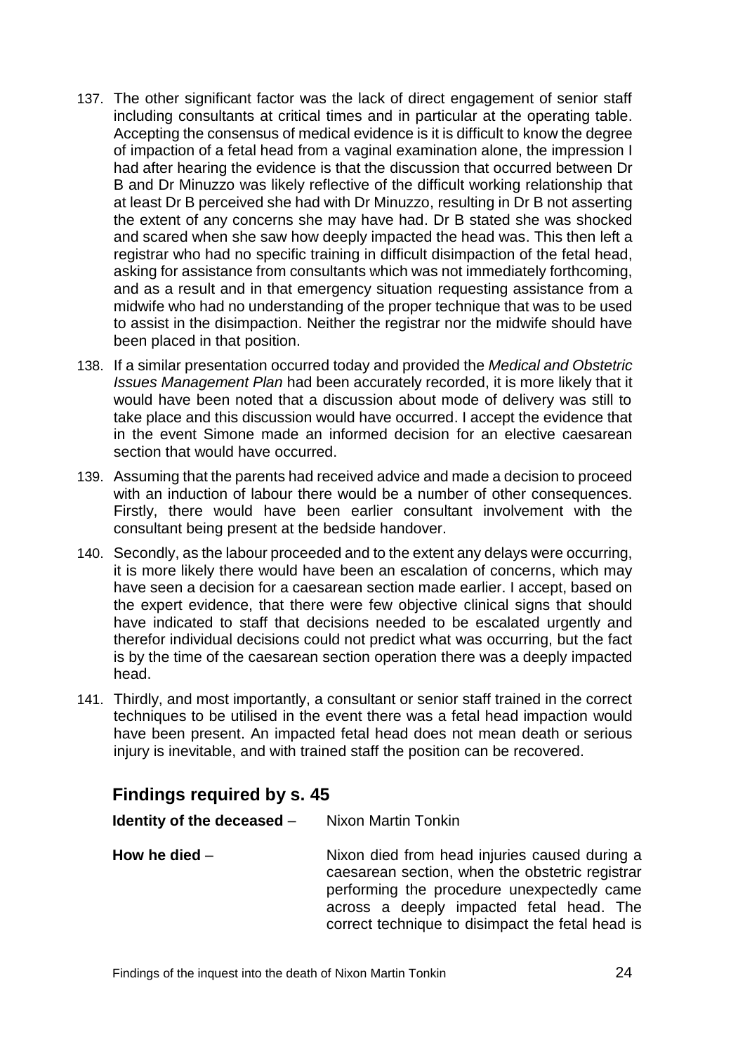137. The other significant factor was the lack of direct engagement of senior staff including consultants at critical times and in particular at the operating table. Accepting the consensus of medical evidence is it is difficult to know the degree of impaction of a fetal head from a vaginal examination alone, the impression I had after hearing the evidence is that the discussion that occurred between Dr B and Dr Minuzzo was likely reflective of the difficult working relationship that at least Dr B perceived she had with Dr Minuzzo, resulting in Dr B not asserting the extent of any concerns she may have had. Dr B stated she was shocked and scared when she saw how deeply impacted the head was. This then left a registrar who had no specific training in difficult disimpaction of the fetal head, asking for assistance from consultants which was not immediately forthcoming, and as a result and in that emergency situation requesting assistance from a midwife who had no understanding of the proper technique that was to be used to assist in the disimpaction. Neither the registrar nor the midwife should have been placed in that position.

138. If a similar presentation occurred today and provided the *Medical and Obstetric Issues Management Plan* had been accurately recorded, it is more likely that it would have been noted that a discussion about mode of delivery was still to take place and this discussion would have occurred. I accept the evidence that in the event Simone made an informed decision for an elective caesarean section that would have occurred.

139. Assuming that the parents had received advice and made a decision to proceed with an induction of labour there would be a number of other consequences. Firstly, there would have been earlier consultant involvement with the consultant being present at the bedside handover.

140. Secondly, as the labour proceeded and to the extent any delays were occurring, it is more likely there would have been an escalation of concerns, which may have seen a decision for a caesarean section made earlier. I accept, based on the expert evidence, that there were few objective clinical signs that should have indicated to staff that decisions needed to be escalated urgently and therefor individual decisions could not predict what was occurring, but the fact is by the time of the caesarean section operation there was a deeply impacted head.

141. Thirdly, and most importantly, a consultant or senior staff trained in the correct techniques to be utilised in the event there was a fetal head impaction would have been present. An impacted fetal head does not mean death or serious injury is inevitable, and with trained staff the position can be recovered.

## Findings required by s. 45

**Identity of the deceased** – Nixon Martin Tonkin

**How he died** – Nixon died from head injuries caused during a caesarean section, when the obstetric registrar performing the procedure unexpectedly came across a deeply impacted fetal head. The correct technique to disimpact the fetal head is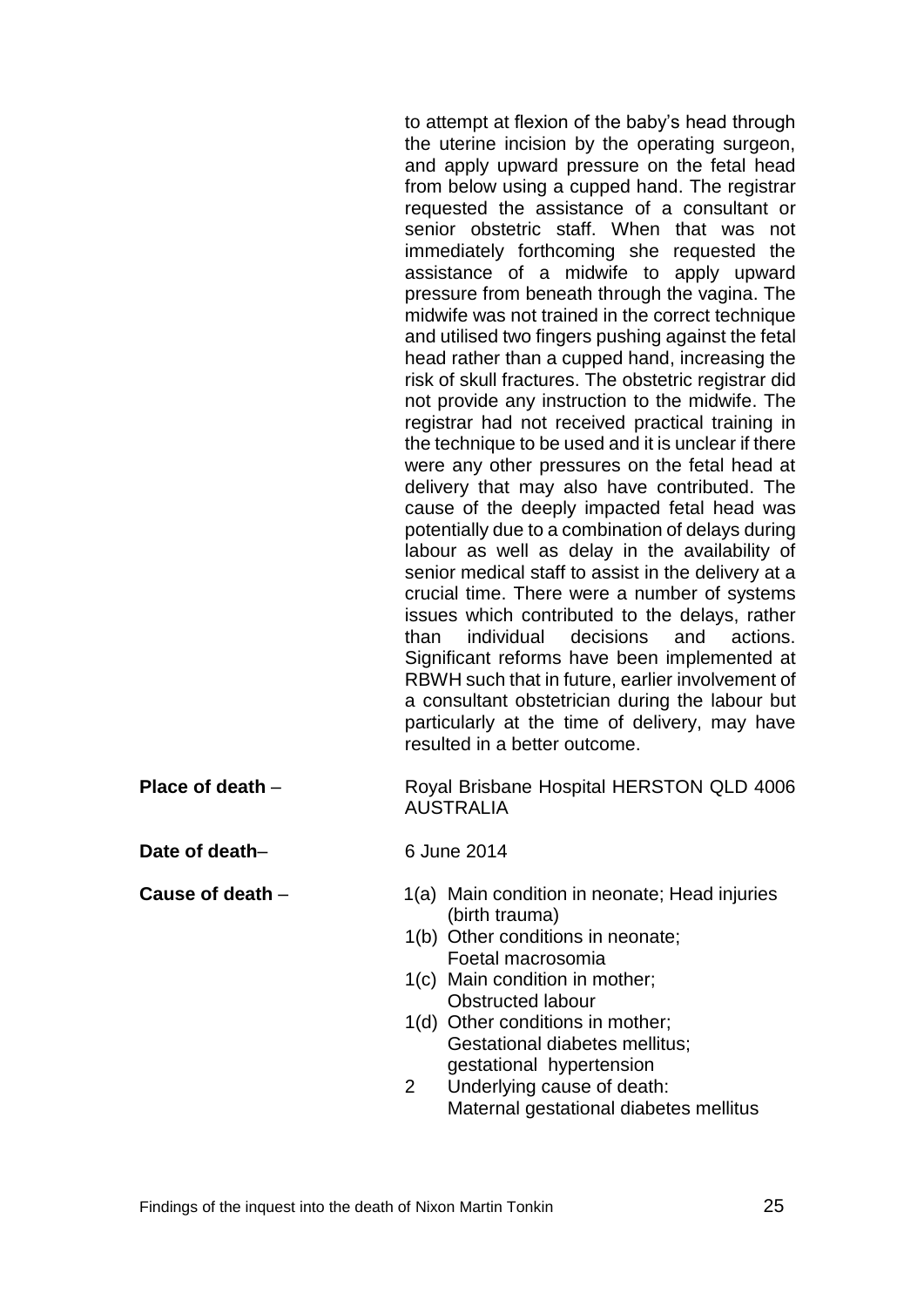to attempt at flexion of the baby's head through the uterine incision by the operating surgeon, and apply upward pressure on the fetal head from below using a cupped hand. The registrar requested the assistance of a consultant or senior obstetric staff. When that was not immediately forthcoming she requested the assistance of a midwife to apply upward pressure from beneath through the vagina. The midwife was not trained in the correct technique and utilised two fingers pushing against the fetal head rather than a cupped hand, increasing the risk of skull fractures. The obstetric registrar did not provide any instruction to the midwife. The registrar had not received practical training in the technique to be used and it is unclear if there were any other pressures on the fetal head at delivery that may also have contributed. The cause of the deeply impacted fetal head was potentially due to a combination of delays during labour as well as delay in the availability of senior medical staff to assist in the delivery at a crucial time. There were a number of systems issues which contributed to the delays, rather than individual decisions and actions. Significant reforms have been implemented at RBWH such that in future, earlier involvement of a consultant obstetrician during the labour but particularly at the time of delivery, may have resulted in a better outcome.

**Place of death** – Royal Brisbane Hospital HERSTON QLD 4006 AUSTRALIA

**Date of death**– 6 June 2014

**Cause of death** –

1(a) Main condition in neonate; Head injuries (birth trauma)

1(b) Other conditions in neonate; Foetal macrosomia

1(c) Main condition in mother; Obstructed labour

1(d) Other conditions in mother; Gestational diabetes mellitus; gestational hypertension

2 Underlying cause of death: Maternal gestational diabetes mellitus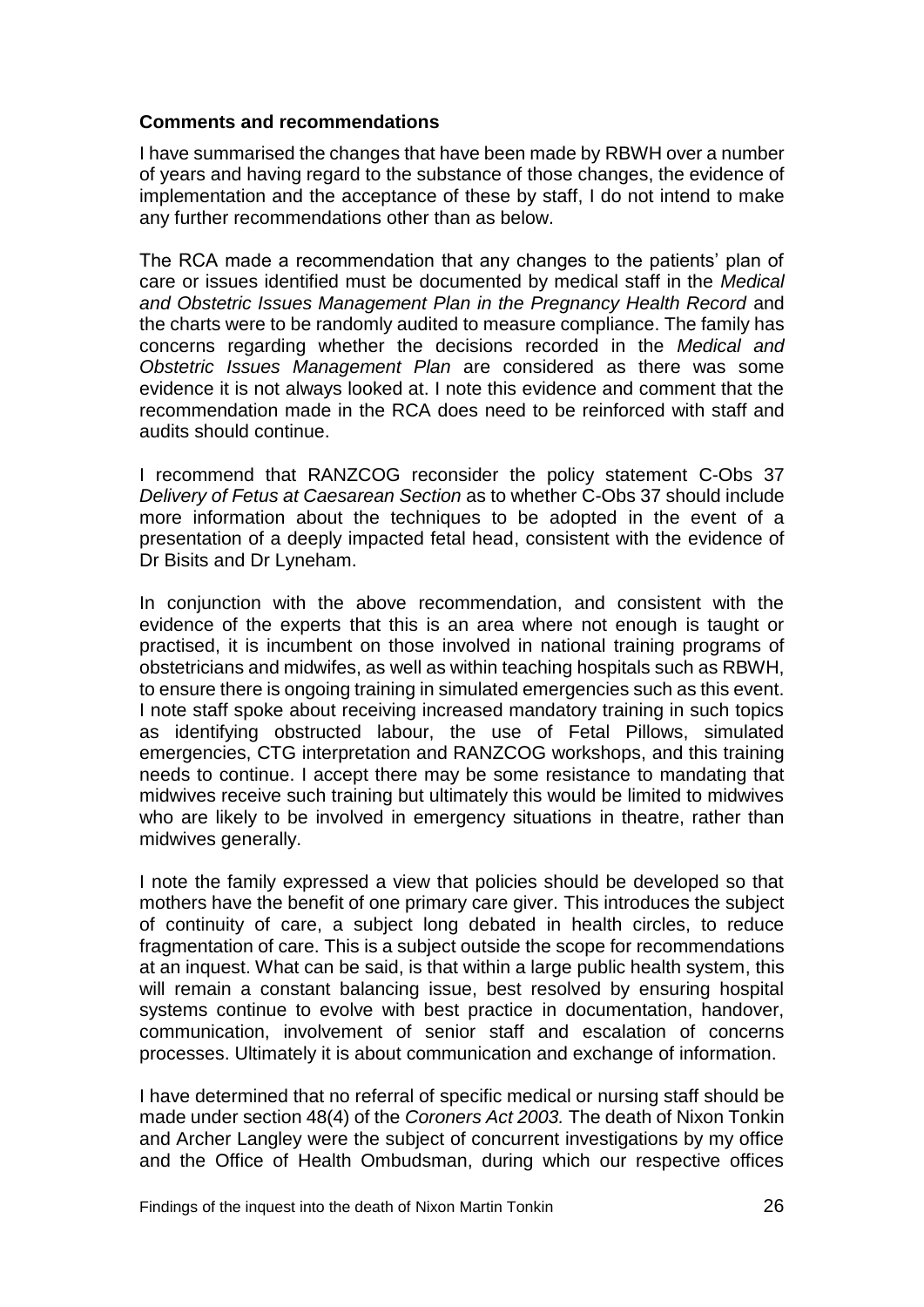**Comments and recommendations**

I have summarised the changes that have been made by RBWH over a number of years and having regard to the substance of those changes, the evidence of implementation and the acceptance of these by staff, I do not intend to make any further recommendations other than as below.

The RCA made a recommendation that any changes to the patients' plan of care or issues identified must be documented by medical staff in the *Medical and Obstetric Issues Management Plan in the Pregnancy Health Record* and the charts were to be randomly audited to measure compliance. The family has concerns regarding whether the decisions recorded in the *Medical and Obstetric Issues Management Plan* are considered as there was some evidence it is not always looked at. I note this evidence and comment that the recommendation made in the RCA does need to be reinforced with staff and audits should continue.

I recommend that RANZCOG reconsider the policy statement C-Obs 37 *Delivery of Fetus at Caesarean Section* as to whether C-Obs 37 should include more information about the techniques to be adopted in the event of a presentation of a deeply impacted fetal head, consistent with the evidence of Dr Bisits and Dr Lyneham.

In conjunction with the above recommendation, and consistent with the evidence of the experts that this is an area where not enough is taught or practised, it is incumbent on those involved in national training programs of obstetricians and midwifes, as well as within teaching hospitals such as RBWH, to ensure there is ongoing training in simulated emergencies such as this event. I note staff spoke about receiving increased mandatory training in such topics as identifying obstructed labour, the use of Fetal Pillows, simulated emergencies, CTG interpretation and RANZCOG workshops, and this training needs to continue. I accept there may be some resistance to mandating that midwives receive such training but ultimately this would be limited to midwives who are likely to be involved in emergency situations in theatre, rather than midwives generally.

I note the family expressed a view that policies should be developed so that mothers have the benefit of one primary care giver. This introduces the subject of continuity of care, a subject long debated in health circles, to reduce fragmentation of care. This is a subject outside the scope for recommendations at an inquest. What can be said, is that within a large public health system, this will remain a constant balancing issue, best resolved by ensuring hospital systems continue to evolve with best practice in documentation, handover, communication, involvement of senior staff and escalation of concerns processes. Ultimately it is about communication and exchange of information.

I have determined that no referral of specific medical or nursing staff should be made under section 48(4) of the *Coroners Act 2003.* The death of Nixon Tonkin and Archer Langley were the subject of concurrent investigations by my office and the Office of Health Ombudsman, during which our respective offices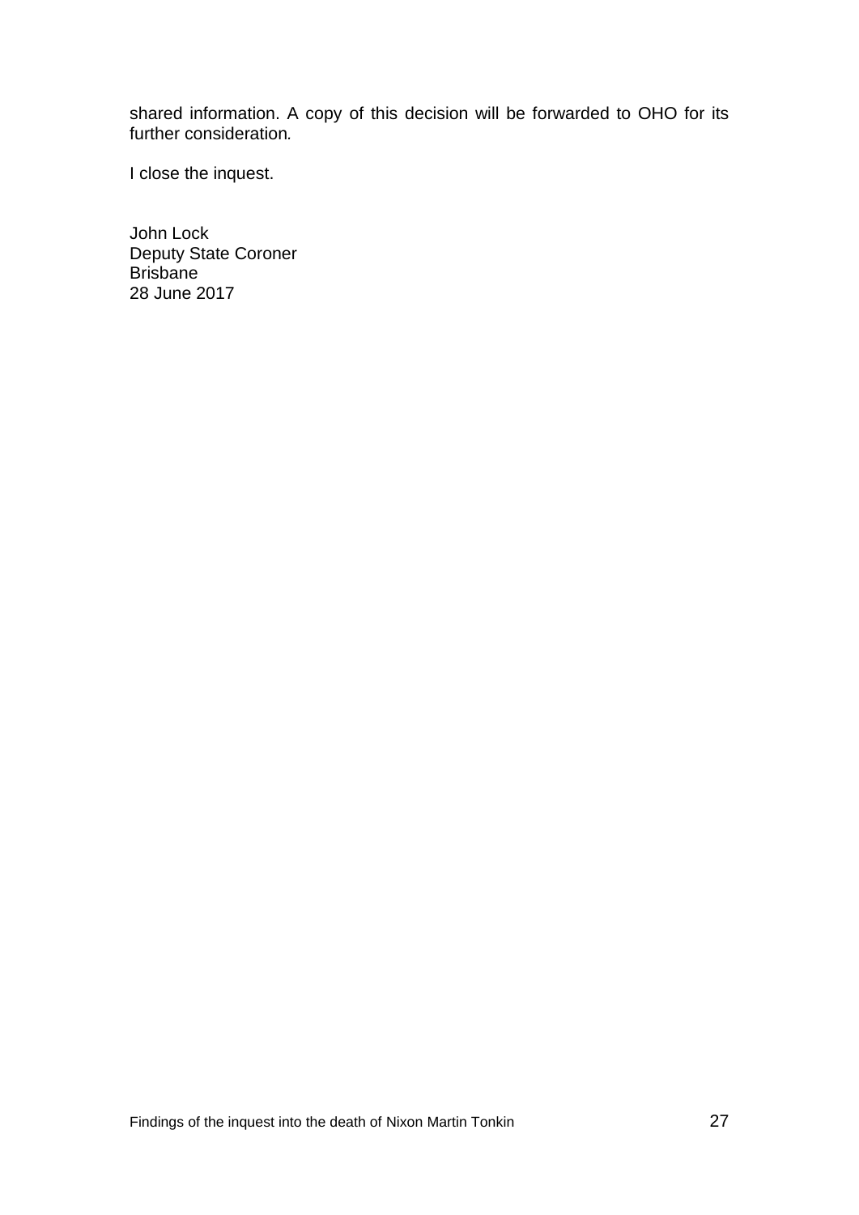shared information. A copy of this decision will be forwarded to OHO for its further consideration.

I close the inquest.

John Lock  
Deputy State Coroner  
Brisbane  
28 June 2017